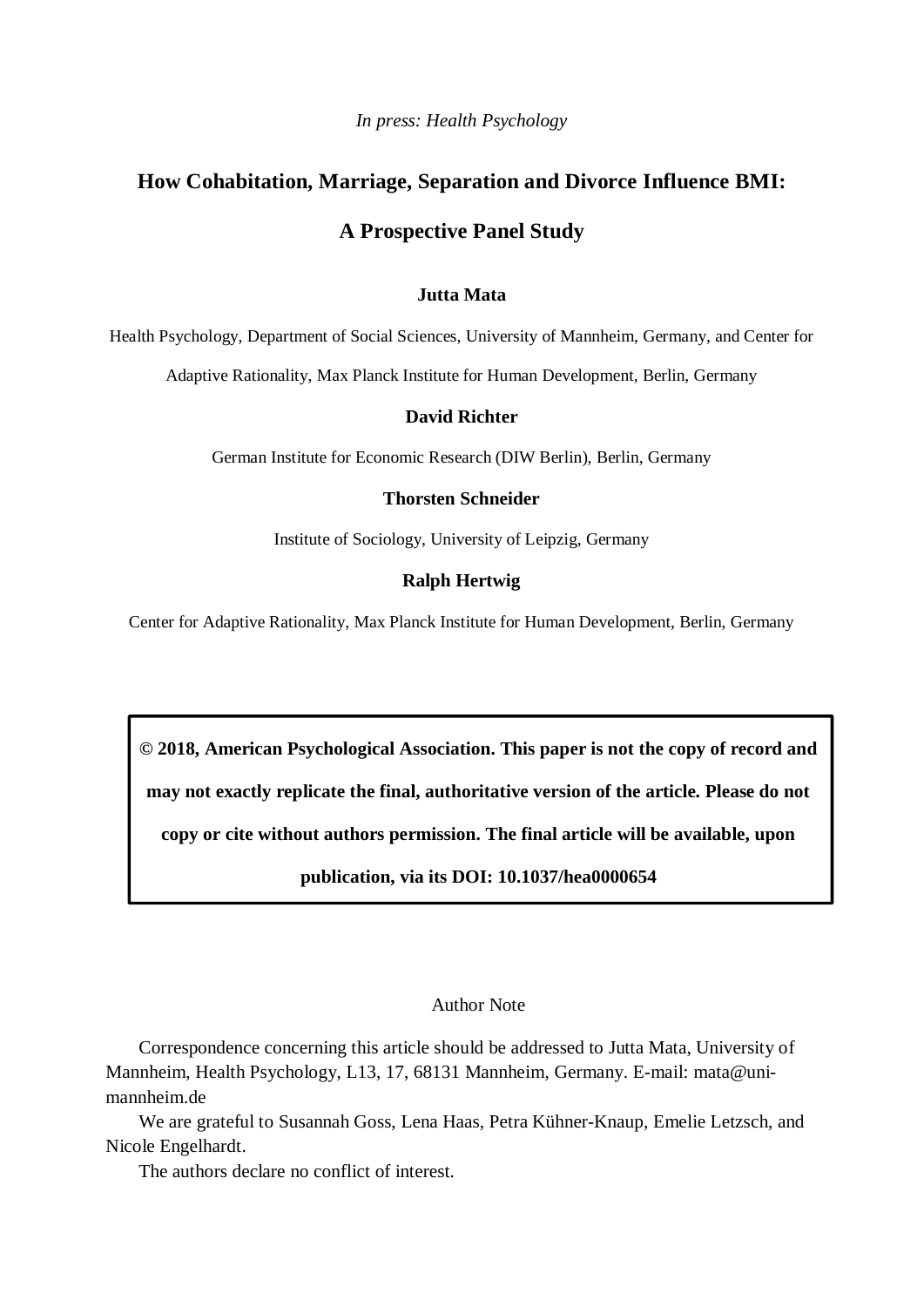*In press: Health Psychology*

# How Cohabitation, Marriage, Separation and Divorce Influence BMI: A Prospective Panel Study

**Jutta Mata**

Health Psychology, Department of Social Sciences, University of Mannheim, Germany, and Center for Adaptive Rationality, Max Planck Institute for Human Development, Berlin, Germany

**David Richter**

German Institute for Economic Research (DIW Berlin), Berlin, Germany

**Thorsten Schneider**

Institute of Sociology, University of Leipzig, Germany

**Ralph Hertwig**

Center for Adaptive Rationality, Max Planck Institute for Human Development, Berlin, Germany

**© 2018, American Psychological Association. This paper is not the copy of record and may not exactly replicate the final, authoritative version of the article. Please do not copy or cite without authors permission. The final article will be available, upon publication, via its DOI: 10.1037/hea0000654**

Author Note

Correspondence concerning this article should be addressed to Jutta Mata, University of Mannheim, Health Psychology, L13, 17, 68131 Mannheim, Germany. E-mail: mata@uni-mannheim.de

We are grateful to Susannah Goss, Lena Haas, Petra Kühner-Knaup, Emelie Letzsch, and Nicole Engelhardt.

The authors declare no conflict of interest.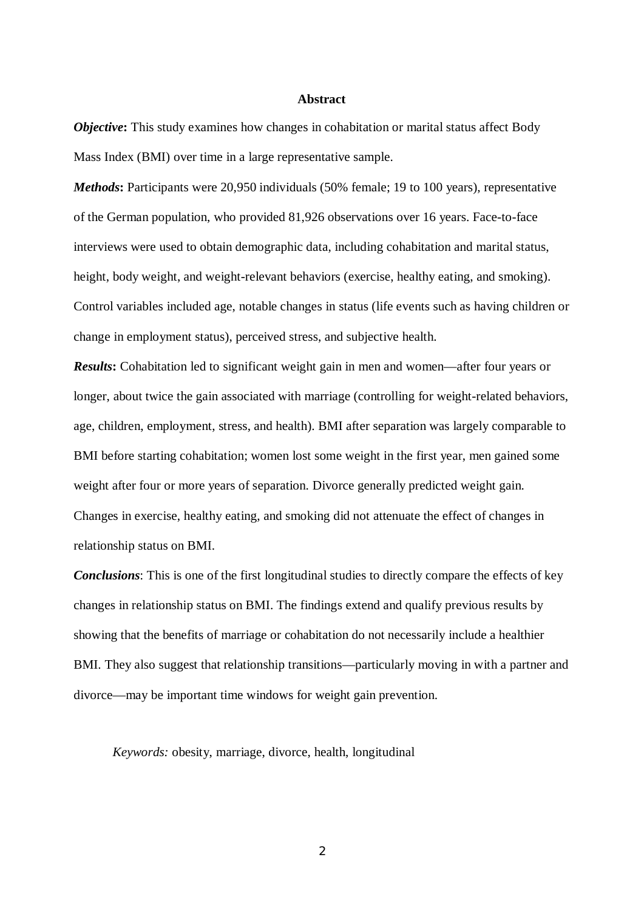## Abstract

***Objective*****:** This study examines how changes in cohabitation or marital status affect Body Mass Index (BMI) over time in a large representative sample.

***Methods*****:** Participants were 20,950 individuals (50% female; 19 to 100 years), representative of the German population, who provided 81,926 observations over 16 years. Face-to-face interviews were used to obtain demographic data, including cohabitation and marital status, height, body weight, and weight-relevant behaviors (exercise, healthy eating, and smoking). Control variables included age, notable changes in status (life events such as having children or change in employment status), perceived stress, and subjective health.

***Results*****:** Cohabitation led to significant weight gain in men and women—after four years or longer, about twice the gain associated with marriage (controlling for weight-related behaviors, age, children, employment, stress, and health). BMI after separation was largely comparable to BMI before starting cohabitation; women lost some weight in the first year, men gained some weight after four or more years of separation. Divorce generally predicted weight gain. Changes in exercise, healthy eating, and smoking did not attenuate the effect of changes in relationship status on BMI.

***Conclusions***: This is one of the first longitudinal studies to directly compare the effects of key changes in relationship status on BMI. The findings extend and qualify previous results by showing that the benefits of marriage or cohabitation do not necessarily include a healthier BMI. They also suggest that relationship transitions—particularly moving in with a partner and divorce—may be important time windows for weight gain prevention.

*Keywords:* obesity, marriage, divorce, health, longitudinal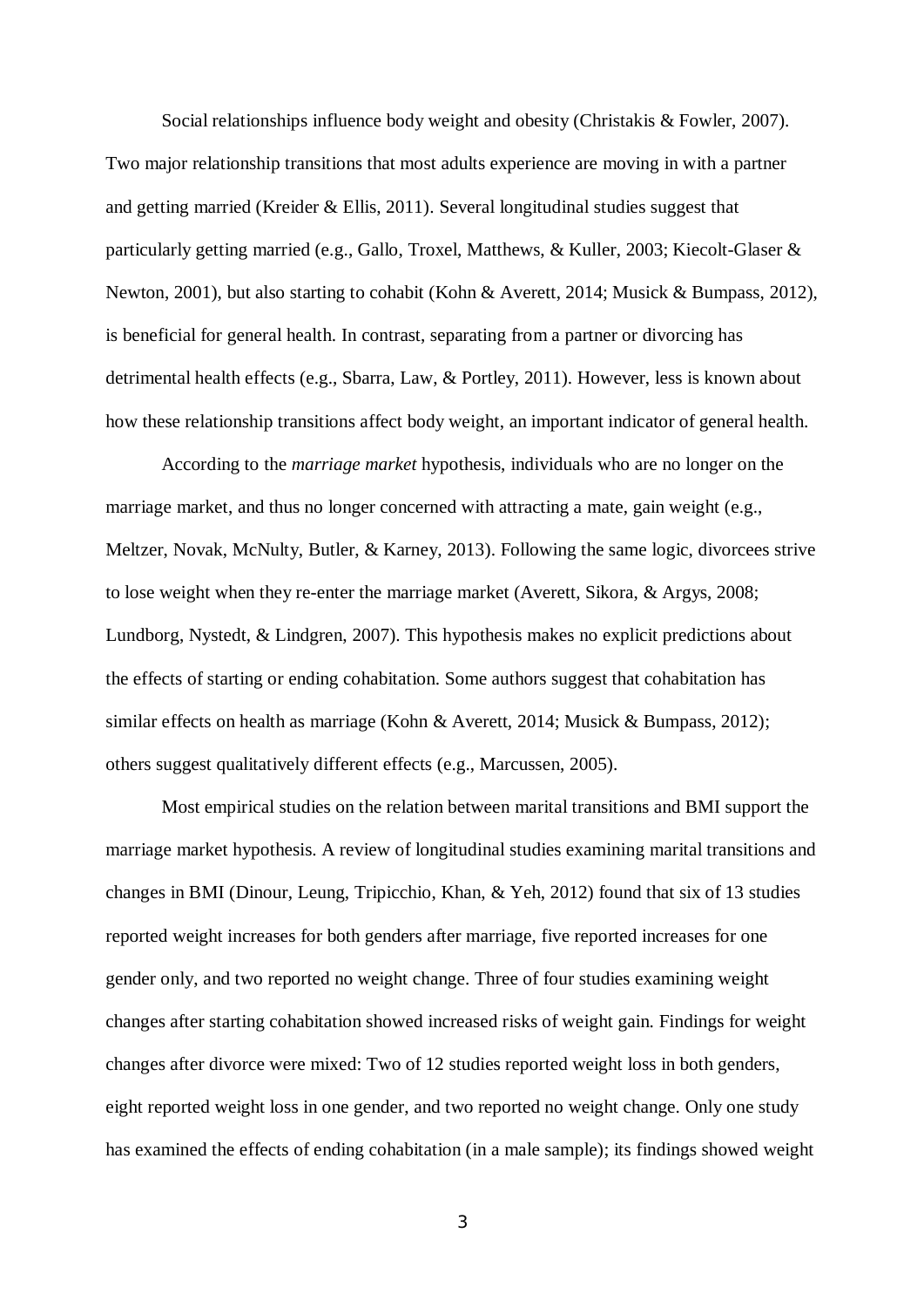Social relationships influence body weight and obesity (Christakis & Fowler, 2007). Two major relationship transitions that most adults experience are moving in with a partner and getting married (Kreider & Ellis, 2011). Several longitudinal studies suggest that particularly getting married (e.g., Gallo, Troxel, Matthews, & Kuller, 2003; Kiecolt-Glaser & Newton, 2001), but also starting to cohabit (Kohn & Averett, 2014; Musick & Bumpass, 2012), is beneficial for general health. In contrast, separating from a partner or divorcing has detrimental health effects (e.g., Sbarra, Law, & Portley, 2011). However, less is known about how these relationship transitions affect body weight, an important indicator of general health.

According to the *marriage market* hypothesis, individuals who are no longer on the marriage market, and thus no longer concerned with attracting a mate, gain weight (e.g., Meltzer, Novak, McNulty, Butler, & Karney, 2013). Following the same logic, divorcees strive to lose weight when they re-enter the marriage market (Averett, Sikora, & Argys, 2008; Lundborg, Nystedt, & Lindgren, 2007). This hypothesis makes no explicit predictions about the effects of starting or ending cohabitation. Some authors suggest that cohabitation has similar effects on health as marriage (Kohn & Averett, 2014; Musick & Bumpass, 2012); others suggest qualitatively different effects (e.g., Marcussen, 2005).

Most empirical studies on the relation between marital transitions and BMI support the marriage market hypothesis. A review of longitudinal studies examining marital transitions and changes in BMI (Dinour, Leung, Tripicchio, Khan, & Yeh, 2012) found that six of 13 studies reported weight increases for both genders after marriage, five reported increases for one gender only, and two reported no weight change. Three of four studies examining weight changes after starting cohabitation showed increased risks of weight gain. Findings for weight changes after divorce were mixed: Two of 12 studies reported weight loss in both genders, eight reported weight loss in one gender, and two reported no weight change. Only one study has examined the effects of ending cohabitation (in a male sample); its findings showed weight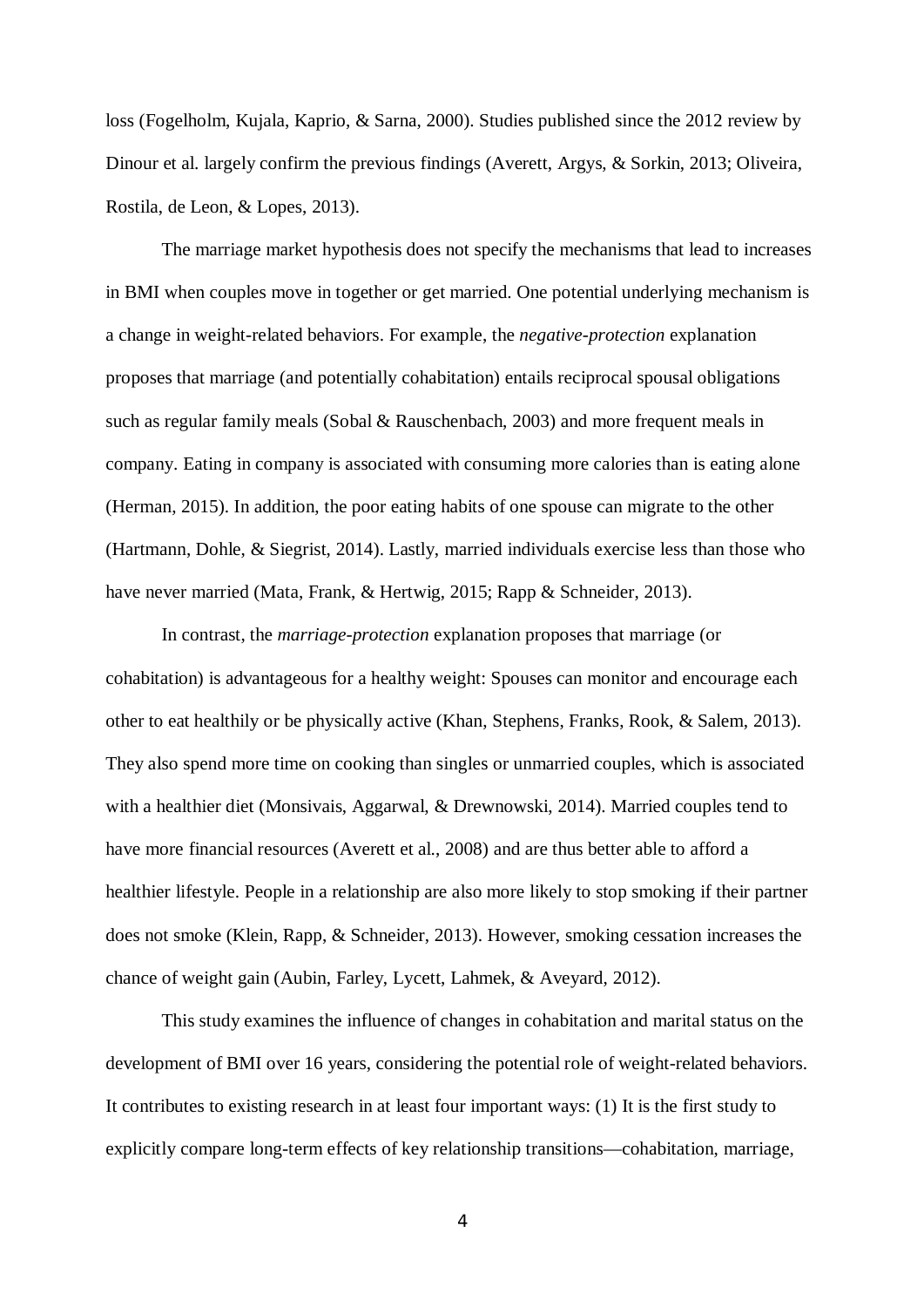loss (Fogelholm, Kujala, Kaprio, & Sarna, 2000). Studies published since the 2012 review by Dinour et al. largely confirm the previous findings (Averett, Argys, & Sorkin, 2013; Oliveira, Rostila, de Leon, & Lopes, 2013).

The marriage market hypothesis does not specify the mechanisms that lead to increases in BMI when couples move in together or get married. One potential underlying mechanism is a change in weight-related behaviors. For example, the *negative-protection* explanation proposes that marriage (and potentially cohabitation) entails reciprocal spousal obligations such as regular family meals (Sobal & Rauschenbach, 2003) and more frequent meals in company. Eating in company is associated with consuming more calories than is eating alone (Herman, 2015). In addition, the poor eating habits of one spouse can migrate to the other (Hartmann, Dohle, & Siegrist, 2014). Lastly, married individuals exercise less than those who have never married (Mata, Frank, & Hertwig, 2015; Rapp & Schneider, 2013).

In contrast, the *marriage-protection* explanation proposes that marriage (or cohabitation) is advantageous for a healthy weight: Spouses can monitor and encourage each other to eat healthily or be physically active (Khan, Stephens, Franks, Rook, & Salem, 2013). They also spend more time on cooking than singles or unmarried couples, which is associated with a healthier diet (Monsivais, Aggarwal, & Drewnowski, 2014). Married couples tend to have more financial resources (Averett et al., 2008) and are thus better able to afford a healthier lifestyle. People in a relationship are also more likely to stop smoking if their partner does not smoke (Klein, Rapp, & Schneider, 2013). However, smoking cessation increases the chance of weight gain (Aubin, Farley, Lycett, Lahmek, & Aveyard, 2012).

This study examines the influence of changes in cohabitation and marital status on the development of BMI over 16 years, considering the potential role of weight-related behaviors. It contributes to existing research in at least four important ways: (1) It is the first study to explicitly compare long-term effects of key relationship transitions—cohabitation, marriage,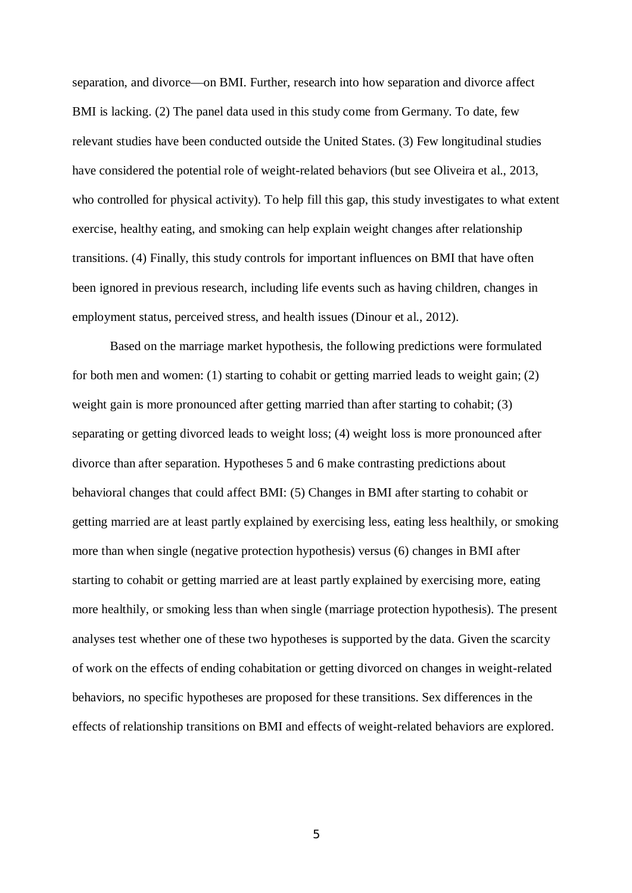separation, and divorce—on BMI. Further, research into how separation and divorce affect BMI is lacking. (2) The panel data used in this study come from Germany. To date, few relevant studies have been conducted outside the United States. (3) Few longitudinal studies have considered the potential role of weight-related behaviors (but see Oliveira et al., 2013, who controlled for physical activity). To help fill this gap, this study investigates to what extent exercise, healthy eating, and smoking can help explain weight changes after relationship transitions. (4) Finally, this study controls for important influences on BMI that have often been ignored in previous research, including life events such as having children, changes in employment status, perceived stress, and health issues (Dinour et al., 2012).

Based on the marriage market hypothesis, the following predictions were formulated for both men and women: (1) starting to cohabit or getting married leads to weight gain; (2) weight gain is more pronounced after getting married than after starting to cohabit; (3) separating or getting divorced leads to weight loss; (4) weight loss is more pronounced after divorce than after separation. Hypotheses 5 and 6 make contrasting predictions about behavioral changes that could affect BMI: (5) Changes in BMI after starting to cohabit or getting married are at least partly explained by exercising less, eating less healthily, or smoking more than when single (negative protection hypothesis) versus (6) changes in BMI after starting to cohabit or getting married are at least partly explained by exercising more, eating more healthily, or smoking less than when single (marriage protection hypothesis). The present analyses test whether one of these two hypotheses is supported by the data. Given the scarcity of work on the effects of ending cohabitation or getting divorced on changes in weight-related behaviors, no specific hypotheses are proposed for these transitions. Sex differences in the effects of relationship transitions on BMI and effects of weight-related behaviors are explored.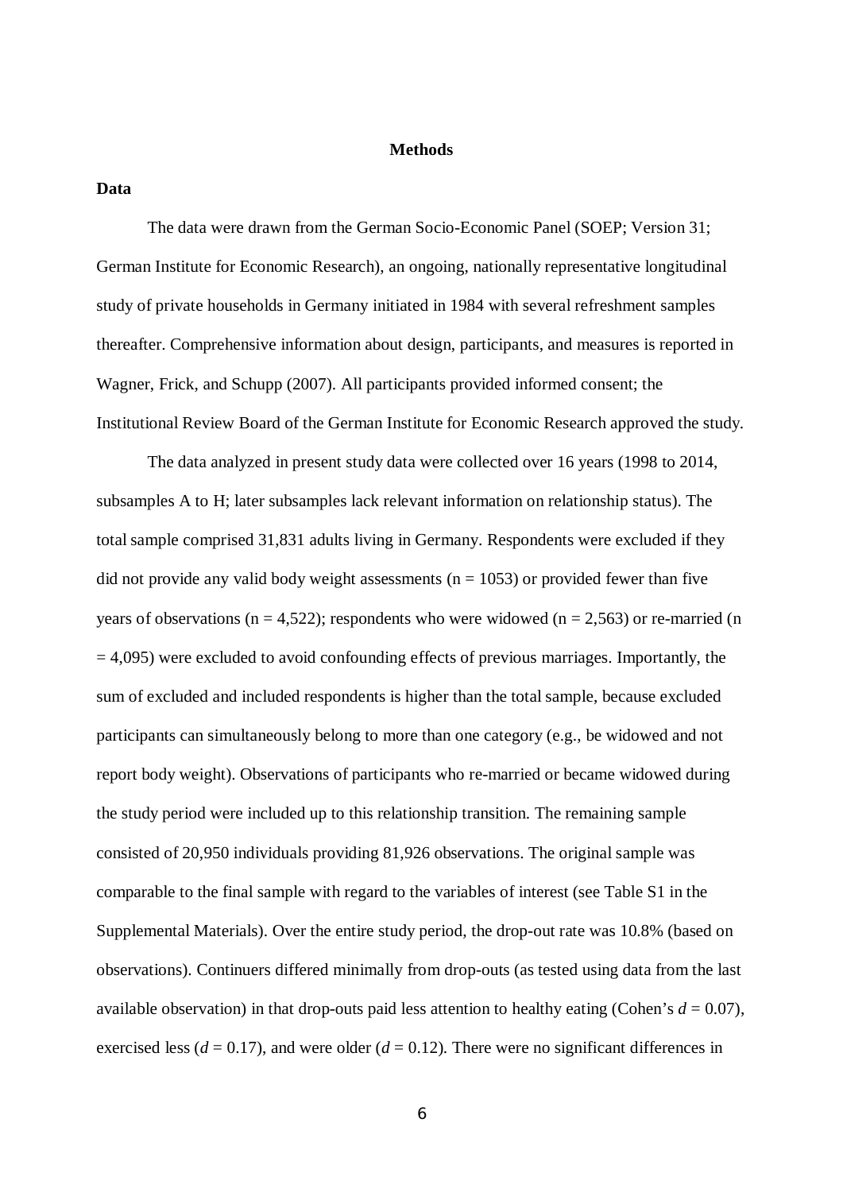# Methods

## Data

The data were drawn from the German Socio-Economic Panel (SOEP; Version 31; German Institute for Economic Research), an ongoing, nationally representative longitudinal study of private households in Germany initiated in 1984 with several refreshment samples thereafter. Comprehensive information about design, participants, and measures is reported in Wagner, Frick, and Schupp (2007). All participants provided informed consent; the Institutional Review Board of the German Institute for Economic Research approved the study.

The data analyzed in present study data were collected over 16 years (1998 to 2014, subsamples A to H; later subsamples lack relevant information on relationship status). The total sample comprised 31,831 adults living in Germany. Respondents were excluded if they did not provide any valid body weight assessments (n = 1053) or provided fewer than five years of observations (n = 4,522); respondents who were widowed (n = 2,563) or re-married (n = 4,095) were excluded to avoid confounding effects of previous marriages. Importantly, the sum of excluded and included respondents is higher than the total sample, because excluded participants can simultaneously belong to more than one category (e.g., be widowed and not report body weight). Observations of participants who re-married or became widowed during the study period were included up to this relationship transition. The remaining sample consisted of 20,950 individuals providing 81,926 observations. The original sample was comparable to the final sample with regard to the variables of interest (see Table S1 in the Supplemental Materials). Over the entire study period, the drop-out rate was 10.8% (based on observations). Continuers differed minimally from drop-outs (as tested using data from the last available observation) in that drop-outs paid less attention to healthy eating (Cohen's $d = 0.07$), exercised less ($d = 0.17$), and were older ($d = 0.12$). There were no significant differences in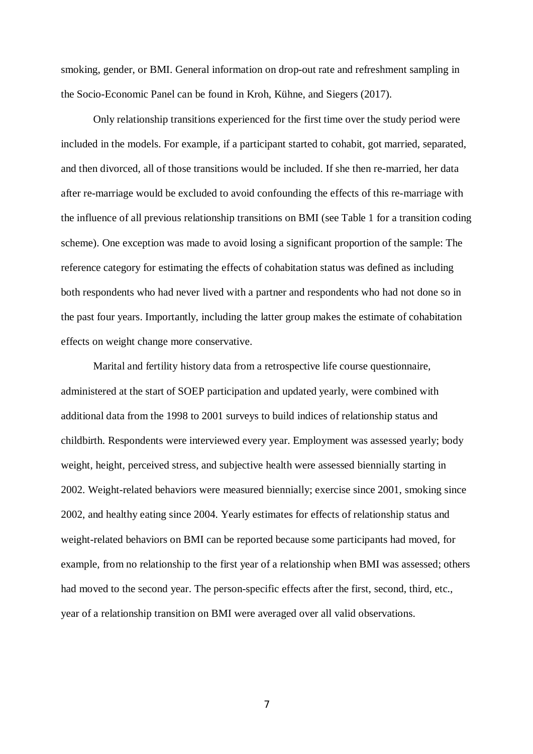smoking, gender, or BMI. General information on drop-out rate and refreshment sampling in the Socio-Economic Panel can be found in Kroh, Kühne, and Siegers (2017).

Only relationship transitions experienced for the first time over the study period were included in the models. For example, if a participant started to cohabit, got married, separated, and then divorced, all of those transitions would be included. If she then re-married, her data after re-marriage would be excluded to avoid confounding the effects of this re-marriage with the influence of all previous relationship transitions on BMI (see Table 1 for a transition coding scheme). One exception was made to avoid losing a significant proportion of the sample: The reference category for estimating the effects of cohabitation status was defined as including both respondents who had never lived with a partner and respondents who had not done so in the past four years. Importantly, including the latter group makes the estimate of cohabitation effects on weight change more conservative.

Marital and fertility history data from a retrospective life course questionnaire, administered at the start of SOEP participation and updated yearly, were combined with additional data from the 1998 to 2001 surveys to build indices of relationship status and childbirth. Respondents were interviewed every year. Employment was assessed yearly; body weight, height, perceived stress, and subjective health were assessed biennially starting in 2002. Weight-related behaviors were measured biennially; exercise since 2001, smoking since 2002, and healthy eating since 2004. Yearly estimates for effects of relationship status and weight-related behaviors on BMI can be reported because some participants had moved, for example, from no relationship to the first year of a relationship when BMI was assessed; others had moved to the second year. The person-specific effects after the first, second, third, etc., year of a relationship transition on BMI were averaged over all valid observations.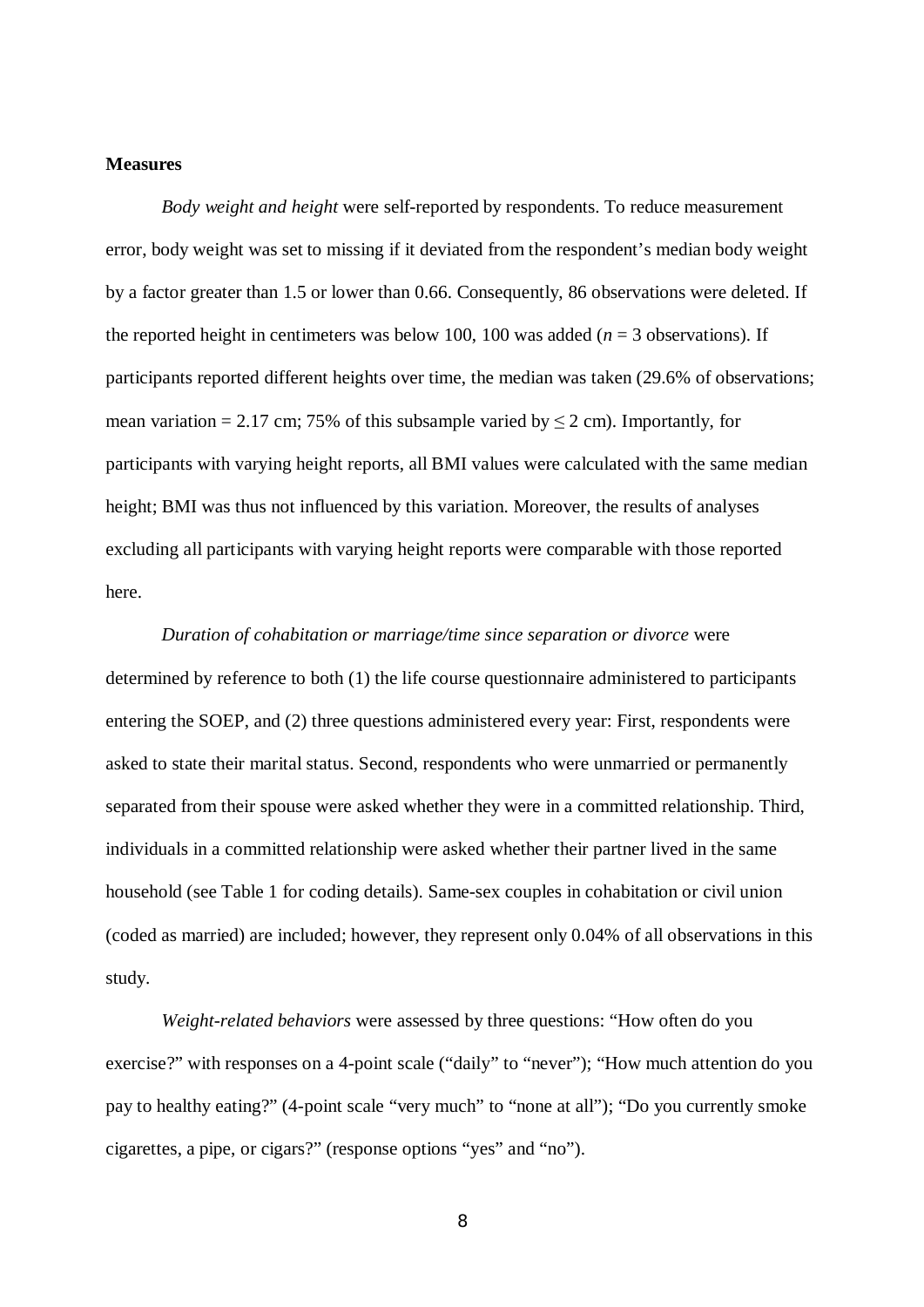**Measures**

*Body weight and height* were self-reported by respondents. To reduce measurement error, body weight was set to missing if it deviated from the respondent's median body weight by a factor greater than 1.5 or lower than 0.66. Consequently, 86 observations were deleted. If the reported height in centimeters was below 100, 100 was added ($n$ = 3 observations). If participants reported different heights over time, the median was taken (29.6% of observations; mean variation = 2.17 cm; 75% of this subsample varied by $\leq$ 2 cm). Importantly, for participants with varying height reports, all BMI values were calculated with the same median height; BMI was thus not influenced by this variation. Moreover, the results of analyses excluding all participants with varying height reports were comparable with those reported here.

*Duration of cohabitation or marriage/time since separation or divorce* were determined by reference to both (1) the life course questionnaire administered to participants entering the SOEP, and (2) three questions administered every year: First, respondents were asked to state their marital status. Second, respondents who were unmarried or permanently separated from their spouse were asked whether they were in a committed relationship. Third, individuals in a committed relationship were asked whether their partner lived in the same household (see Table 1 for coding details). Same-sex couples in cohabitation or civil union (coded as married) are included; however, they represent only 0.04% of all observations in this study.

*Weight-related behaviors* were assessed by three questions: "How often do you exercise?" with responses on a 4-point scale ("daily" to "never"); "How much attention do you pay to healthy eating?" (4-point scale "very much" to "none at all"); "Do you currently smoke cigarettes, a pipe, or cigars?" (response options "yes" and "no").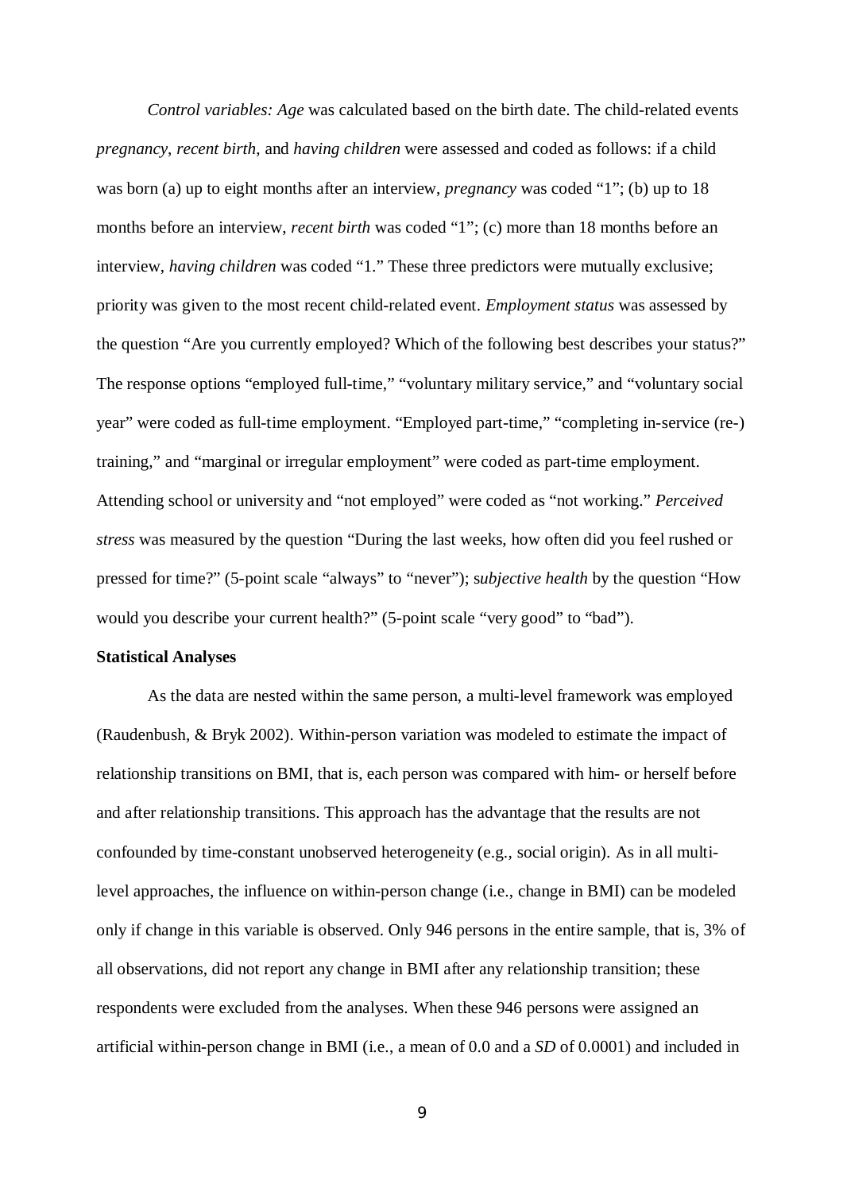*Control variables: Age* was calculated based on the birth date. The child-related events *pregnancy*, *recent birth*, and *having children* were assessed and coded as follows: if a child was born (a) up to eight months after an interview, *pregnancy* was coded "1"; (b) up to 18 months before an interview, *recent birth* was coded "1"; (c) more than 18 months before an interview, *having children* was coded "1." These three predictors were mutually exclusive; priority was given to the most recent child-related event. *Employment status* was assessed by the question "Are you currently employed? Which of the following best describes your status?" The response options "employed full-time," "voluntary military service," and "voluntary social year" were coded as full-time employment. "Employed part-time," "completing in-service (re-) training," and "marginal or irregular employment" were coded as part-time employment. Attending school or university and "not employed" were coded as "not working." *Perceived stress* was measured by the question "During the last weeks, how often did you feel rushed or pressed for time?" (5-point scale "always" to "never"); s*ubjective health* by the question "How would you describe your current health?" (5-point scale "very good" to "bad").

**Statistical Analyses**

As the data are nested within the same person, a multi-level framework was employed (Raudenbush, & Bryk 2002). Within-person variation was modeled to estimate the impact of relationship transitions on BMI, that is, each person was compared with him- or herself before and after relationship transitions. This approach has the advantage that the results are not confounded by time-constant unobserved heterogeneity (e.g., social origin). As in all multi-level approaches, the influence on within-person change (i.e., change in BMI) can be modeled only if change in this variable is observed. Only 946 persons in the entire sample, that is, 3% of all observations, did not report any change in BMI after any relationship transition; these respondents were excluded from the analyses. When these 946 persons were assigned an artificial within-person change in BMI (i.e., a mean of 0.0 and a *SD* of 0.0001) and included in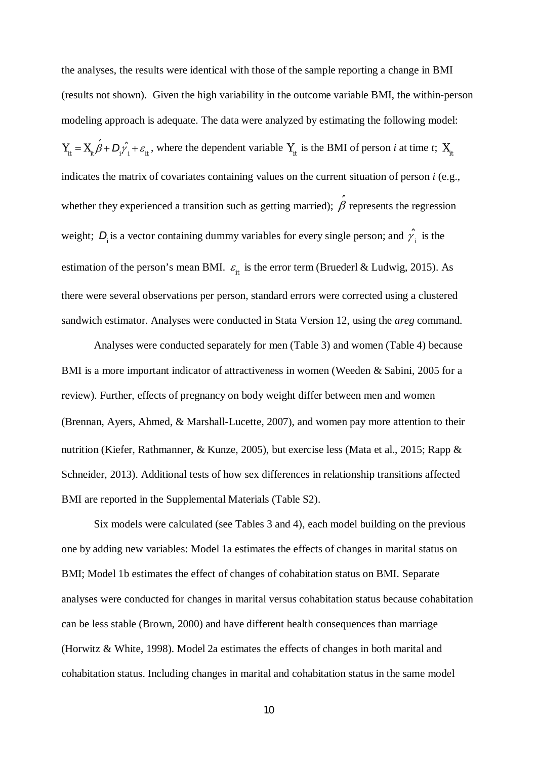the analyses, the results were identical with those of the sample reporting a change in BMI (results not shown). Given the high variability in the outcome variable BMI, the within-person modeling approach is adequate. The data were analyzed by estimating the following model: $Y_{it} = X_{it}\hat{\beta} + D_i\hat{\gamma}_i + \varepsilon_{it}$, where the dependent variable $Y_{it}$ is the BMI of person *i* at time *t*; $X_{it}$ indicates the matrix of covariates containing values on the current situation of person *i* (e.g., whether they experienced a transition such as getting married); $\hat{\beta}$ represents the regression weight; $D_i$ is a vector containing dummy variables for every single person; and $\hat{\gamma}_i$ is the estimation of the person's mean BMI. $\varepsilon_{it}$ is the error term (Bruederl & Ludwig, 2015). As there were several observations per person, standard errors were corrected using a clustered sandwich estimator. Analyses were conducted in Stata Version 12, using the *areg* command.

Analyses were conducted separately for men (Table 3) and women (Table 4) because BMI is a more important indicator of attractiveness in women (Weeden & Sabini, 2005 for a review). Further, effects of pregnancy on body weight differ between men and women (Brennan, Ayers, Ahmed, & Marshall-Lucette, 2007), and women pay more attention to their nutrition (Kiefer, Rathmanner, & Kunze, 2005), but exercise less (Mata et al., 2015; Rapp & Schneider, 2013). Additional tests of how sex differences in relationship transitions affected BMI are reported in the Supplemental Materials (Table S2).

Six models were calculated (see Tables 3 and 4), each model building on the previous one by adding new variables: Model 1a estimates the effects of changes in marital status on BMI; Model 1b estimates the effect of changes of cohabitation status on BMI. Separate analyses were conducted for changes in marital versus cohabitation status because cohabitation can be less stable (Brown, 2000) and have different health consequences than marriage (Horwitz & White, 1998). Model 2a estimates the effects of changes in both marital and cohabitation status. Including changes in marital and cohabitation status in the same model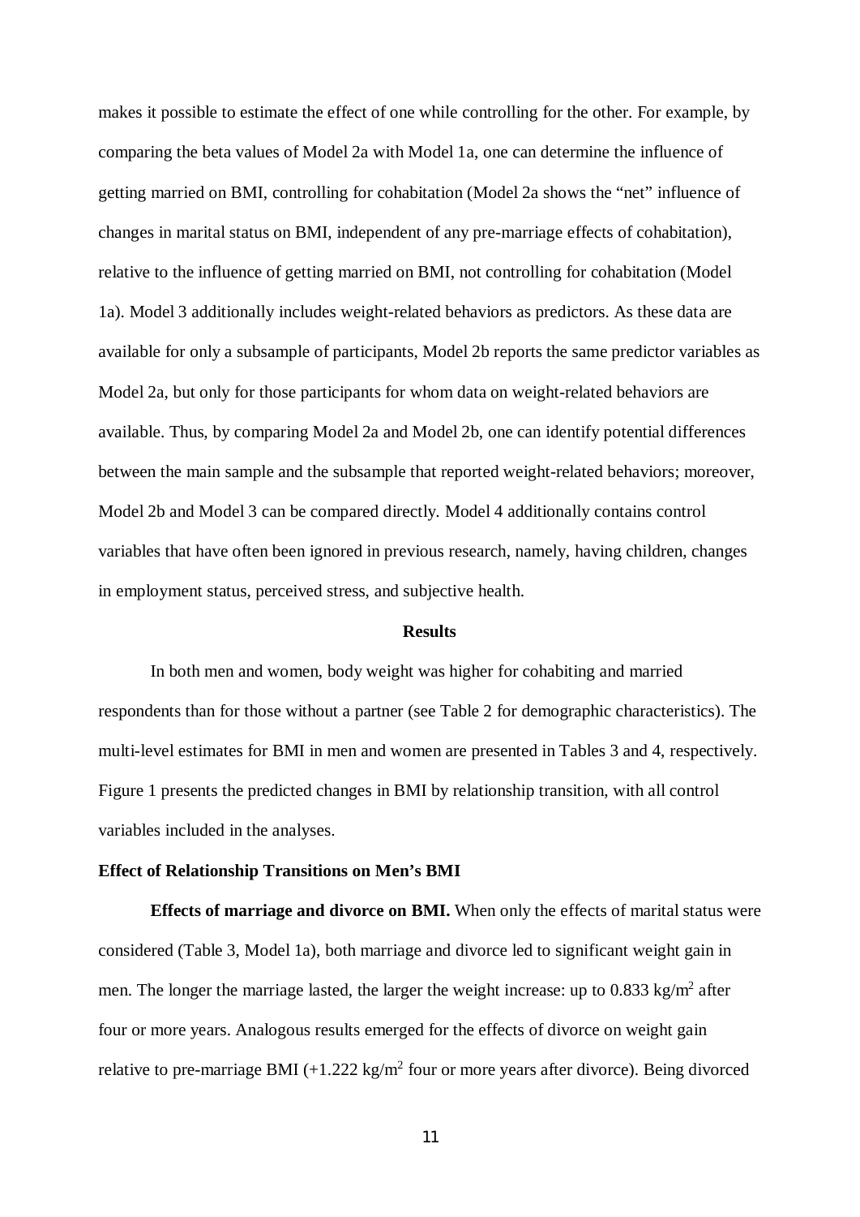makes it possible to estimate the effect of one while controlling for the other. For example, by comparing the beta values of Model 2a with Model 1a, one can determine the influence of getting married on BMI, controlling for cohabitation (Model 2a shows the "net" influence of changes in marital status on BMI, independent of any pre-marriage effects of cohabitation), relative to the influence of getting married on BMI, not controlling for cohabitation (Model 1a). Model 3 additionally includes weight-related behaviors as predictors. As these data are available for only a subsample of participants, Model 2b reports the same predictor variables as Model 2a, but only for those participants for whom data on weight-related behaviors are available. Thus, by comparing Model 2a and Model 2b, one can identify potential differences between the main sample and the subsample that reported weight-related behaviors; moreover, Model 2b and Model 3 can be compared directly. Model 4 additionally contains control variables that have often been ignored in previous research, namely, having children, changes in employment status, perceived stress, and subjective health.

## Results

In both men and women, body weight was higher for cohabiting and married respondents than for those without a partner (see Table 2 for demographic characteristics). The multi-level estimates for BMI in men and women are presented in Tables 3 and 4, respectively. Figure 1 presents the predicted changes in BMI by relationship transition, with all control variables included in the analyses.

### Effect of Relationship Transitions on Men's BMI

**Effects of marriage and divorce on BMI.** When only the effects of marital status were considered (Table 3, Model 1a), both marriage and divorce led to significant weight gain in men. The longer the marriage lasted, the larger the weight increase: up to 0.833 kg/m$^2$ after four or more years. Analogous results emerged for the effects of divorce on weight gain relative to pre-marriage BMI (+1.222 kg/m$^2$ four or more years after divorce). Being divorced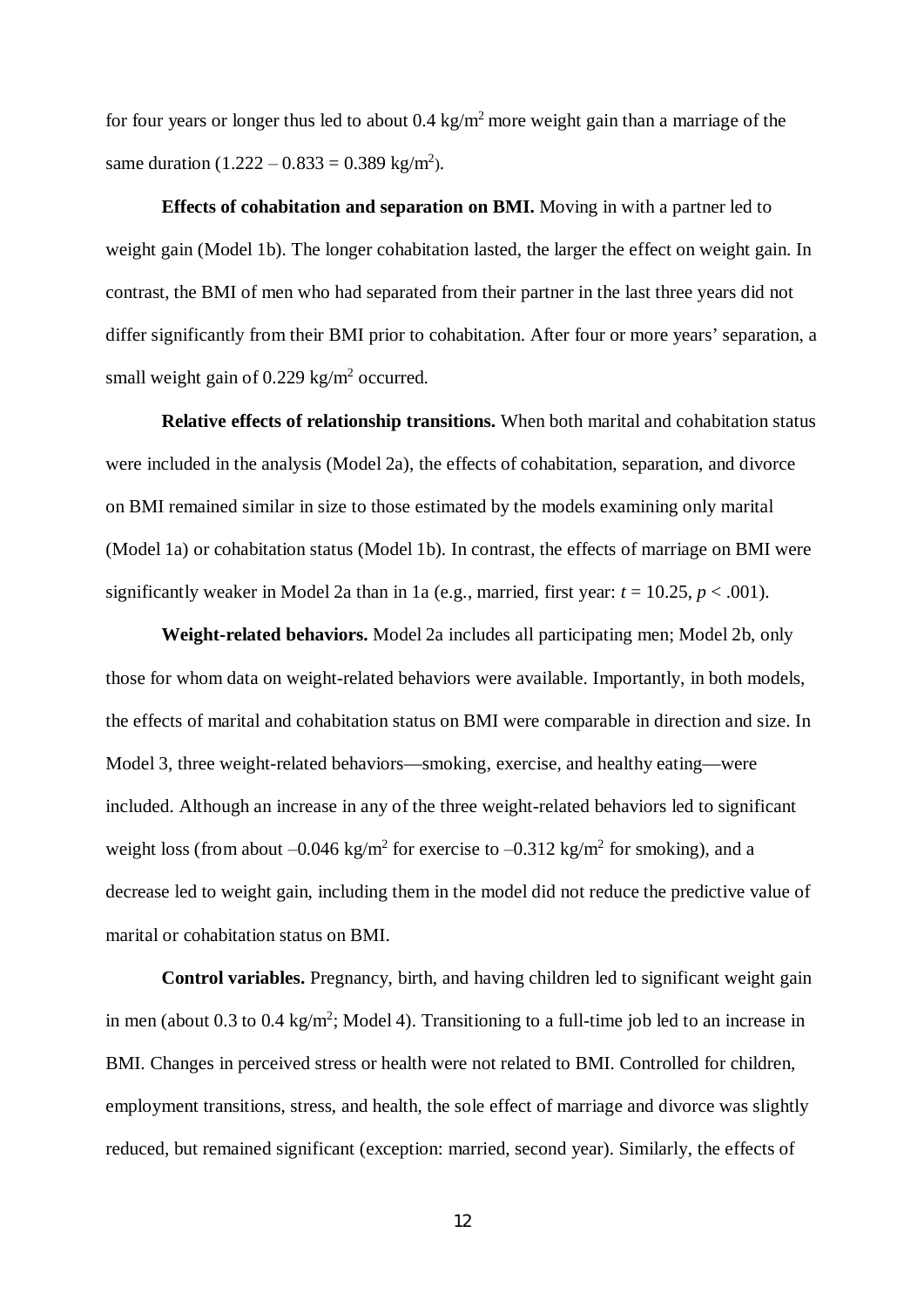for four years or longer thus led to about 0.4 kg/m$^2$ more weight gain than a marriage of the same duration (1.222 – 0.833 = 0.389 kg/m$^2$).

**Effects of cohabitation and separation on BMI.** Moving in with a partner led to weight gain (Model 1b). The longer cohabitation lasted, the larger the effect on weight gain. In contrast, the BMI of men who had separated from their partner in the last three years did not differ significantly from their BMI prior to cohabitation. After four or more years' separation, a small weight gain of 0.229 kg/m$^2$ occurred.

**Relative effects of relationship transitions.** When both marital and cohabitation status were included in the analysis (Model 2a), the effects of cohabitation, separation, and divorce on BMI remained similar in size to those estimated by the models examining only marital (Model 1a) or cohabitation status (Model 1b). In contrast, the effects of marriage on BMI were significantly weaker in Model 2a than in 1a (e.g., married, first year: $t = 10.25$, $p < .001$).

**Weight-related behaviors.** Model 2a includes all participating men; Model 2b, only those for whom data on weight-related behaviors were available. Importantly, in both models, the effects of marital and cohabitation status on BMI were comparable in direction and size. In Model 3, three weight-related behaviors—smoking, exercise, and healthy eating—were included. Although an increase in any of the three weight-related behaviors led to significant weight loss (from about –0.046 kg/m$^2$ for exercise to –0.312 kg/m$^2$ for smoking), and a decrease led to weight gain, including them in the model did not reduce the predictive value of marital or cohabitation status on BMI.

**Control variables.** Pregnancy, birth, and having children led to significant weight gain in men (about 0.3 to 0.4 kg/m$^2$; Model 4). Transitioning to a full-time job led to an increase in BMI. Changes in perceived stress or health were not related to BMI. Controlled for children, employment transitions, stress, and health, the sole effect of marriage and divorce was slightly reduced, but remained significant (exception: married, second year). Similarly, the effects of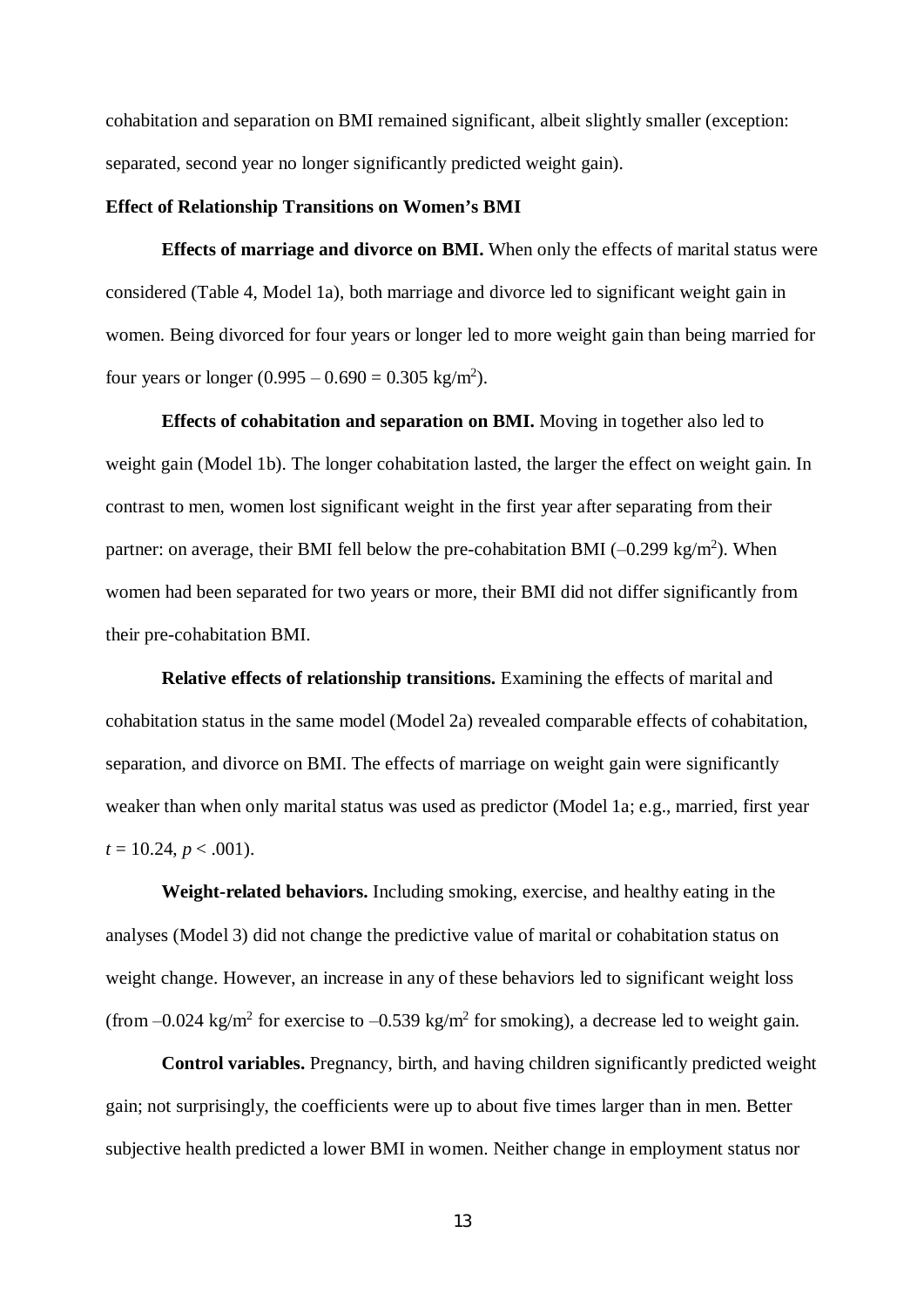cohabitation and separation on BMI remained significant, albeit slightly smaller (exception: separated, second year no longer significantly predicted weight gain).

### Effect of Relationship Transitions on Women's BMI

**Effects of marriage and divorce on BMI.** When only the effects of marital status were considered (Table 4, Model 1a), both marriage and divorce led to significant weight gain in women. Being divorced for four years or longer led to more weight gain than being married for four years or longer ($0.995 – 0.690 = 0.305$ kg/m$^2$).

**Effects of cohabitation and separation on BMI.** Moving in together also led to weight gain (Model 1b). The longer cohabitation lasted, the larger the effect on weight gain. In contrast to men, women lost significant weight in the first year after separating from their partner: on average, their BMI fell below the pre-cohabitation BMI (–0.299 kg/m$^2$). When women had been separated for two years or more, their BMI did not differ significantly from their pre-cohabitation BMI.

**Relative effects of relationship transitions.** Examining the effects of marital and cohabitation status in the same model (Model 2a) revealed comparable effects of cohabitation, separation, and divorce on BMI. The effects of marriage on weight gain were significantly weaker than when only marital status was used as predictor (Model 1a; e.g., married, first year $t = 10.24$, $p < .001$).

**Weight-related behaviors.** Including smoking, exercise, and healthy eating in the analyses (Model 3) did not change the predictive value of marital or cohabitation status on weight change. However, an increase in any of these behaviors led to significant weight loss (from –0.024 kg/m$^2$ for exercise to –0.539 kg/m$^2$ for smoking), a decrease led to weight gain.

**Control variables.** Pregnancy, birth, and having children significantly predicted weight gain; not surprisingly, the coefficients were up to about five times larger than in men. Better subjective health predicted a lower BMI in women. Neither change in employment status nor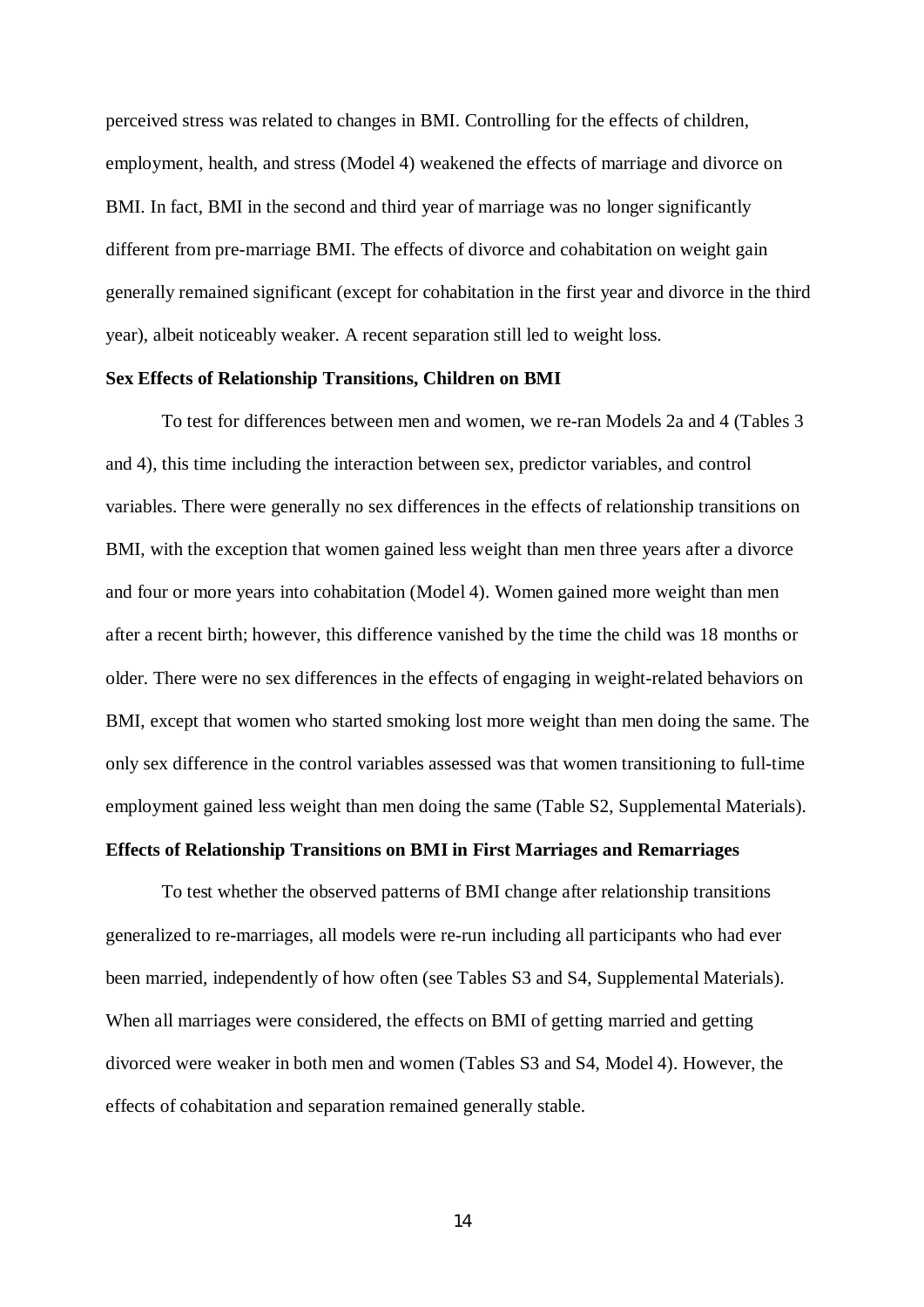perceived stress was related to changes in BMI. Controlling for the effects of children, employment, health, and stress (Model 4) weakened the effects of marriage and divorce on BMI. In fact, BMI in the second and third year of marriage was no longer significantly different from pre-marriage BMI. The effects of divorce and cohabitation on weight gain generally remained significant (except for cohabitation in the first year and divorce in the third year), albeit noticeably weaker. A recent separation still led to weight loss.

**Sex Effects of Relationship Transitions, Children on BMI**

To test for differences between men and women, we re-ran Models 2a and 4 (Tables 3 and 4), this time including the interaction between sex, predictor variables, and control variables. There were generally no sex differences in the effects of relationship transitions on BMI, with the exception that women gained less weight than men three years after a divorce and four or more years into cohabitation (Model 4). Women gained more weight than men after a recent birth; however, this difference vanished by the time the child was 18 months or older. There were no sex differences in the effects of engaging in weight-related behaviors on BMI, except that women who started smoking lost more weight than men doing the same. The only sex difference in the control variables assessed was that women transitioning to full-time employment gained less weight than men doing the same (Table S2, Supplemental Materials).

**Effects of Relationship Transitions on BMI in First Marriages and Remarriages**

To test whether the observed patterns of BMI change after relationship transitions generalized to re-marriages, all models were re-run including all participants who had ever been married, independently of how often (see Tables S3 and S4, Supplemental Materials). When all marriages were considered, the effects on BMI of getting married and getting divorced were weaker in both men and women (Tables S3 and S4, Model 4). However, the effects of cohabitation and separation remained generally stable.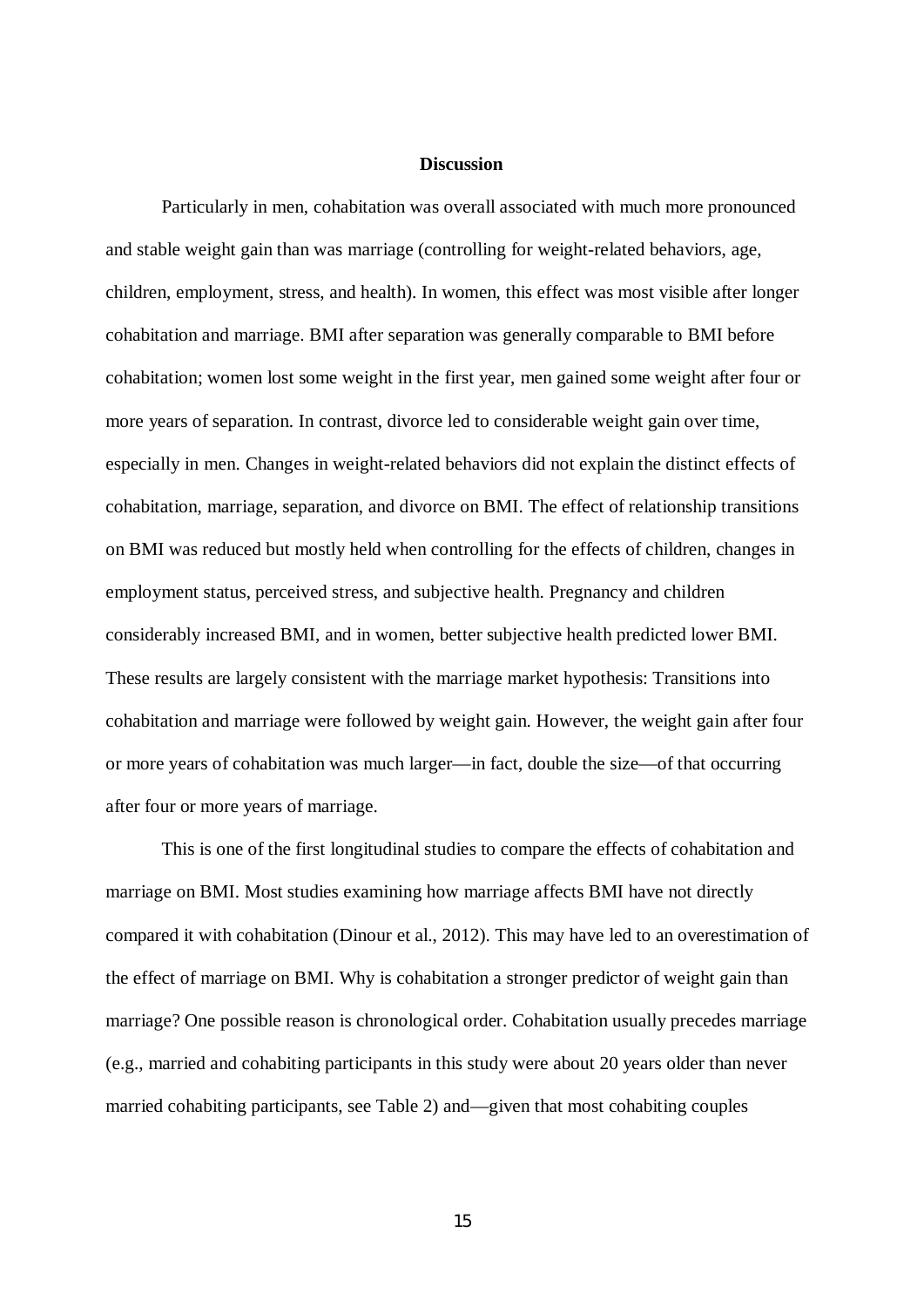## Discussion

Particularly in men, cohabitation was overall associated with much more pronounced and stable weight gain than was marriage (controlling for weight-related behaviors, age, children, employment, stress, and health). In women, this effect was most visible after longer cohabitation and marriage. BMI after separation was generally comparable to BMI before cohabitation; women lost some weight in the first year, men gained some weight after four or more years of separation. In contrast, divorce led to considerable weight gain over time, especially in men. Changes in weight-related behaviors did not explain the distinct effects of cohabitation, marriage, separation, and divorce on BMI. The effect of relationship transitions on BMI was reduced but mostly held when controlling for the effects of children, changes in employment status, perceived stress, and subjective health. Pregnancy and children considerably increased BMI, and in women, better subjective health predicted lower BMI. These results are largely consistent with the marriage market hypothesis: Transitions into cohabitation and marriage were followed by weight gain. However, the weight gain after four or more years of cohabitation was much larger—in fact, double the size—of that occurring after four or more years of marriage.

This is one of the first longitudinal studies to compare the effects of cohabitation and marriage on BMI. Most studies examining how marriage affects BMI have not directly compared it with cohabitation (Dinour et al., 2012). This may have led to an overestimation of the effect of marriage on BMI. Why is cohabitation a stronger predictor of weight gain than marriage? One possible reason is chronological order. Cohabitation usually precedes marriage (e.g., married and cohabiting participants in this study were about 20 years older than never married cohabiting participants, see Table 2) and—given that most cohabiting couples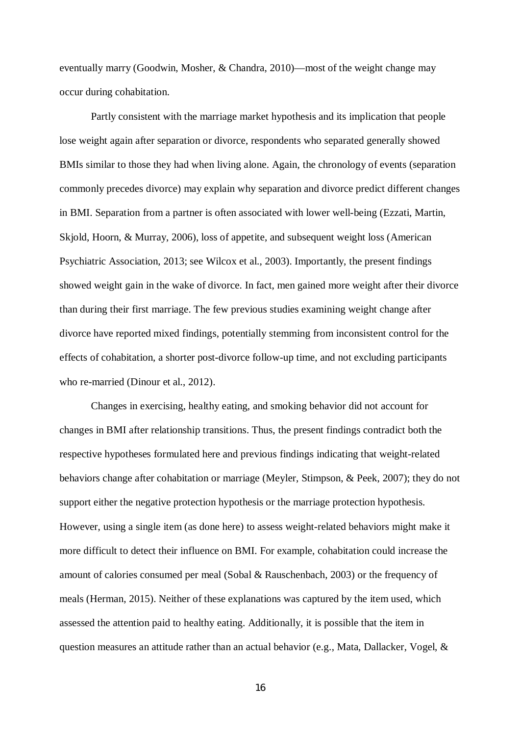eventually marry (Goodwin, Mosher, & Chandra, 2010)—most of the weight change may occur during cohabitation.

Partly consistent with the marriage market hypothesis and its implication that people lose weight again after separation or divorce, respondents who separated generally showed BMIs similar to those they had when living alone. Again, the chronology of events (separation commonly precedes divorce) may explain why separation and divorce predict different changes in BMI. Separation from a partner is often associated with lower well-being (Ezzati, Martin, Skjold, Hoorn, & Murray, 2006), loss of appetite, and subsequent weight loss (American Psychiatric Association, 2013; see Wilcox et al., 2003). Importantly, the present findings showed weight gain in the wake of divorce. In fact, men gained more weight after their divorce than during their first marriage. The few previous studies examining weight change after divorce have reported mixed findings, potentially stemming from inconsistent control for the effects of cohabitation, a shorter post-divorce follow-up time, and not excluding participants who re-married (Dinour et al., 2012).

Changes in exercising, healthy eating, and smoking behavior did not account for changes in BMI after relationship transitions. Thus, the present findings contradict both the respective hypotheses formulated here and previous findings indicating that weight-related behaviors change after cohabitation or marriage (Meyler, Stimpson, & Peek, 2007); they do not support either the negative protection hypothesis or the marriage protection hypothesis. However, using a single item (as done here) to assess weight-related behaviors might make it more difficult to detect their influence on BMI. For example, cohabitation could increase the amount of calories consumed per meal (Sobal & Rauschenbach, 2003) or the frequency of meals (Herman, 2015). Neither of these explanations was captured by the item used, which assessed the attention paid to healthy eating. Additionally, it is possible that the item in question measures an attitude rather than an actual behavior (e.g., Mata, Dallacker, Vogel, &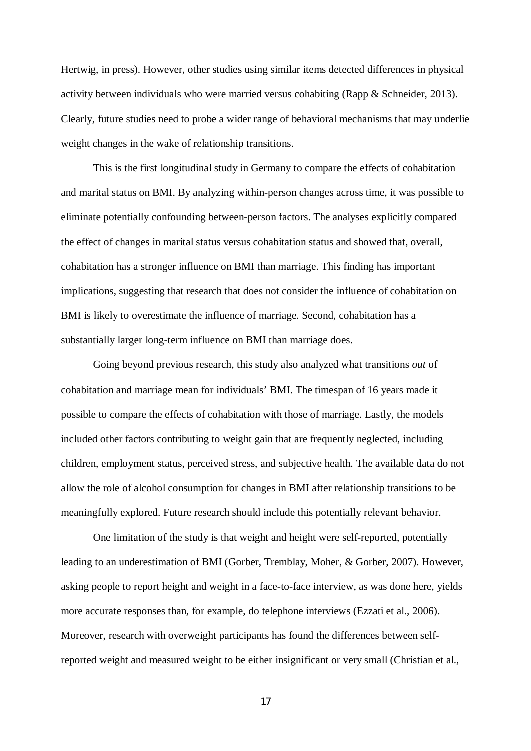Hertwig, in press). However, other studies using similar items detected differences in physical activity between individuals who were married versus cohabiting (Rapp & Schneider, 2013). Clearly, future studies need to probe a wider range of behavioral mechanisms that may underlie weight changes in the wake of relationship transitions.

This is the first longitudinal study in Germany to compare the effects of cohabitation and marital status on BMI. By analyzing within-person changes across time, it was possible to eliminate potentially confounding between-person factors. The analyses explicitly compared the effect of changes in marital status versus cohabitation status and showed that, overall, cohabitation has a stronger influence on BMI than marriage. This finding has important implications, suggesting that research that does not consider the influence of cohabitation on BMI is likely to overestimate the influence of marriage. Second, cohabitation has a substantially larger long-term influence on BMI than marriage does.

Going beyond previous research, this study also analyzed what transitions *out* of cohabitation and marriage mean for individuals' BMI. The timespan of 16 years made it possible to compare the effects of cohabitation with those of marriage. Lastly, the models included other factors contributing to weight gain that are frequently neglected, including children, employment status, perceived stress, and subjective health. The available data do not allow the role of alcohol consumption for changes in BMI after relationship transitions to be meaningfully explored. Future research should include this potentially relevant behavior.

One limitation of the study is that weight and height were self-reported, potentially leading to an underestimation of BMI (Gorber, Tremblay, Moher, & Gorber, 2007). However, asking people to report height and weight in a face-to-face interview, as was done here, yields more accurate responses than, for example, do telephone interviews (Ezzati et al., 2006). Moreover, research with overweight participants has found the differences between self-reported weight and measured weight to be either insignificant or very small (Christian et al.,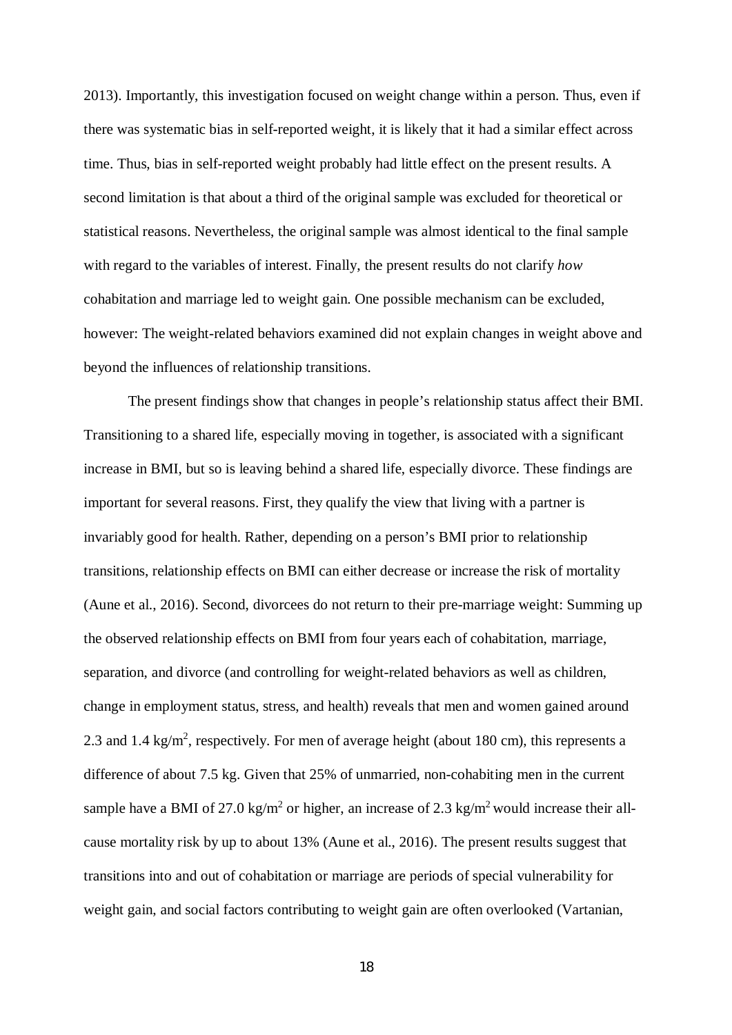2013). Importantly, this investigation focused on weight change within a person. Thus, even if there was systematic bias in self-reported weight, it is likely that it had a similar effect across time. Thus, bias in self-reported weight probably had little effect on the present results. A second limitation is that about a third of the original sample was excluded for theoretical or statistical reasons. Nevertheless, the original sample was almost identical to the final sample with regard to the variables of interest. Finally, the present results do not clarify *how* cohabitation and marriage led to weight gain. One possible mechanism can be excluded, however: The weight-related behaviors examined did not explain changes in weight above and beyond the influences of relationship transitions.

The present findings show that changes in people's relationship status affect their BMI. Transitioning to a shared life, especially moving in together, is associated with a significant increase in BMI, but so is leaving behind a shared life, especially divorce. These findings are important for several reasons. First, they qualify the view that living with a partner is invariably good for health. Rather, depending on a person's BMI prior to relationship transitions, relationship effects on BMI can either decrease or increase the risk of mortality (Aune et al., 2016). Second, divorcees do not return to their pre-marriage weight: Summing up the observed relationship effects on BMI from four years each of cohabitation, marriage, separation, and divorce (and controlling for weight-related behaviors as well as children, change in employment status, stress, and health) reveals that men and women gained around 2.3 and 1.4 kg/m$^2$, respectively. For men of average height (about 180 cm), this represents a difference of about 7.5 kg. Given that 25% of unmarried, non-cohabiting men in the current sample have a BMI of 27.0 kg/m$^2$ or higher, an increase of 2.3 kg/m$^2$ would increase their all-cause mortality risk by up to about 13% (Aune et al., 2016). The present results suggest that transitions into and out of cohabitation or marriage are periods of special vulnerability for weight gain, and social factors contributing to weight gain are often overlooked (Vartanian,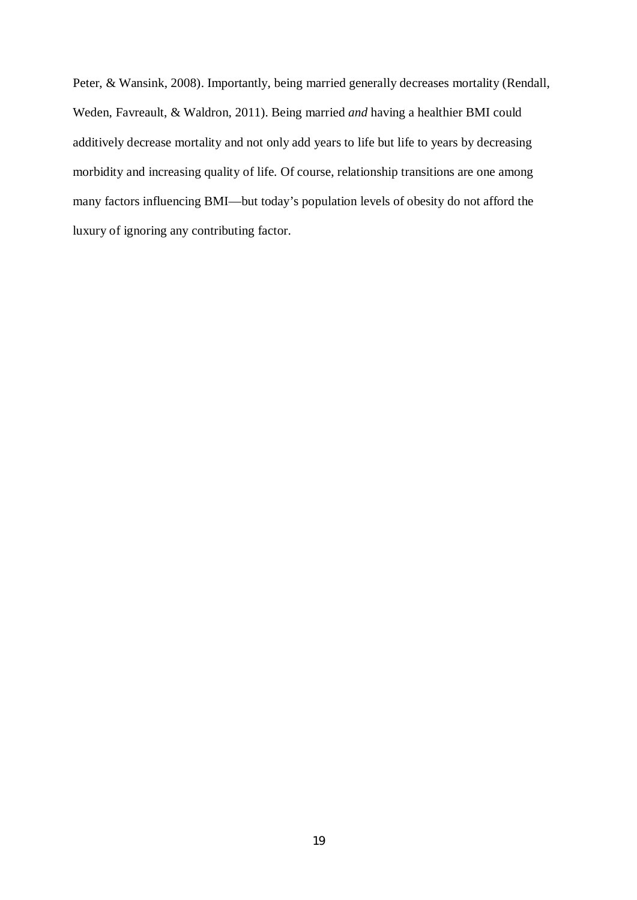Peter, & Wansink, 2008). Importantly, being married generally decreases mortality (Rendall, Weden, Favreault, & Waldron, 2011). Being married *and* having a healthier BMI could additively decrease mortality and not only add years to life but life to years by decreasing morbidity and increasing quality of life. Of course, relationship transitions are one among many factors influencing BMI—but today's population levels of obesity do not afford the luxury of ignoring any contributing factor.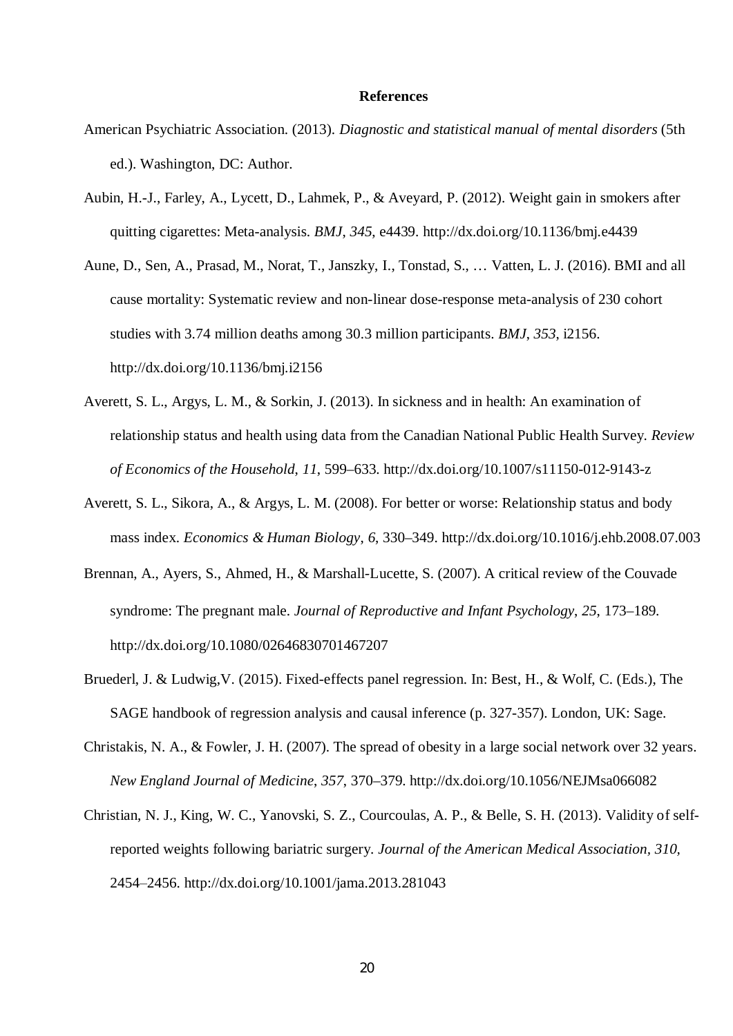# References

American Psychiatric Association. (2013). *Diagnostic and statistical manual of mental disorders* (5th ed.). Washington, DC: Author.

Aubin, H.-J., Farley, A., Lycett, D., Lahmek, P., & Aveyard, P. (2012). Weight gain in smokers after quitting cigarettes: Meta-analysis. *BMJ*, *345*, e4439. http://dx.doi.org/10.1136/bmj.e4439

Aune, D., Sen, A., Prasad, M., Norat, T., Janszky, I., Tonstad, S., … Vatten, L. J. (2016). BMI and all cause mortality: Systematic review and non-linear dose-response meta-analysis of 230 cohort studies with 3.74 million deaths among 30.3 million participants. *BMJ*, *353*, i2156. http://dx.doi.org/10.1136/bmj.i2156

Averett, S. L., Argys, L. M., & Sorkin, J. (2013). In sickness and in health: An examination of relationship status and health using data from the Canadian National Public Health Survey. *Review of Economics of the Household, 11*, 599–633. http://dx.doi.org/10.1007/s11150-012-9143-z

Averett, S. L., Sikora, A., & Argys, L. M. (2008). For better or worse: Relationship status and body mass index. *Economics & Human Biology*, *6*, 330–349. http://dx.doi.org/10.1016/j.ehb.2008.07.003

Brennan, A., Ayers, S., Ahmed, H., & Marshall-Lucette, S. (2007). A critical review of the Couvade syndrome: The pregnant male. *Journal of Reproductive and Infant Psychology*, *25*, 173–189. http://dx.doi.org/10.1080/02646830701467207

Bruederl, J. & Ludwig,V. (2015). Fixed-effects panel regression. In: Best, H., & Wolf, C. (Eds.), The SAGE handbook of regression analysis and causal inference (p. 327-357). London, UK: Sage.

Christakis, N. A., & Fowler, J. H. (2007). The spread of obesity in a large social network over 32 years. *New England Journal of Medicine*, *357*, 370–379. http://dx.doi.org/10.1056/NEJMsa066082

Christian, N. J., King, W. C., Yanovski, S. Z., Courcoulas, A. P., & Belle, S. H. (2013). Validity of self-reported weights following bariatric surgery. *Journal of the American Medical Association, 310*, 2454–2456. http://dx.doi.org/10.1001/jama.2013.281043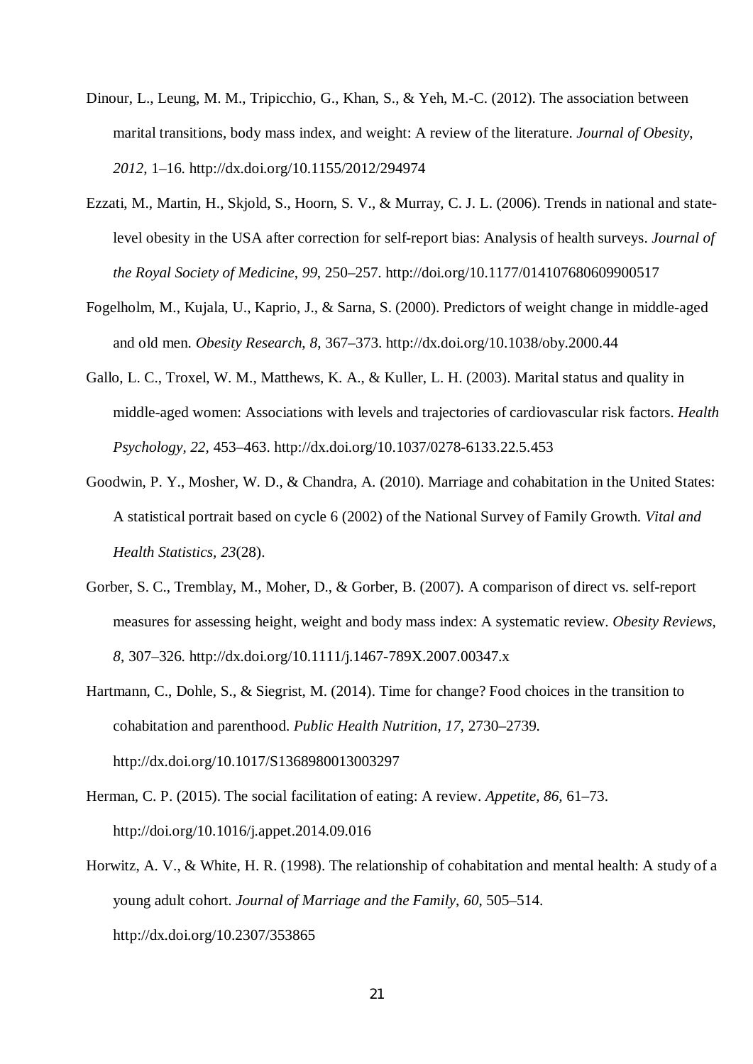Dinour, L., Leung, M. M., Tripicchio, G., Khan, S., & Yeh, M.-C. (2012). The association between marital transitions, body mass index, and weight: A review of the literature. *Journal of Obesity*, *2012*, 1–16. http://dx.doi.org/10.1155/2012/294974

Ezzati, M., Martin, H., Skjold, S., Hoorn, S. V., & Murray, C. J. L. (2006). Trends in national and state-level obesity in the USA after correction for self-report bias: Analysis of health surveys. *Journal of the Royal Society of Medicine*, *99*, 250–257. http://doi.org/10.1177/014107680609900517

Fogelholm, M., Kujala, U., Kaprio, J., & Sarna, S. (2000). Predictors of weight change in middle-aged and old men. *Obesity Research*, *8*, 367–373. http://dx.doi.org/10.1038/oby.2000.44

Gallo, L. C., Troxel, W. M., Matthews, K. A., & Kuller, L. H. (2003). Marital status and quality in middle-aged women: Associations with levels and trajectories of cardiovascular risk factors. *Health Psychology*, *22*, 453–463. http://dx.doi.org/10.1037/0278-6133.22.5.453

Goodwin, P. Y., Mosher, W. D., & Chandra, A. (2010). Marriage and cohabitation in the United States: A statistical portrait based on cycle 6 (2002) of the National Survey of Family Growth. *Vital and Health Statistics*, *23*(28).

Gorber, S. C., Tremblay, M., Moher, D., & Gorber, B. (2007). A comparison of direct vs. self-report measures for assessing height, weight and body mass index: A systematic review. *Obesity Reviews*, *8*, 307–326. http://dx.doi.org/10.1111/j.1467-789X.2007.00347.x

Hartmann, C., Dohle, S., & Siegrist, M. (2014). Time for change? Food choices in the transition to cohabitation and parenthood. *Public Health Nutrition*, *17*, 2730–2739. http://dx.doi.org/10.1017/S1368980013003297

Herman, C. P. (2015). The social facilitation of eating: A review. *Appetite*, *86*, 61–73. http://doi.org/10.1016/j.appet.2014.09.016

Horwitz, A. V., & White, H. R. (1998). The relationship of cohabitation and mental health: A study of a young adult cohort. *Journal of Marriage and the Family*, *60*, 505–514. http://dx.doi.org/10.2307/353865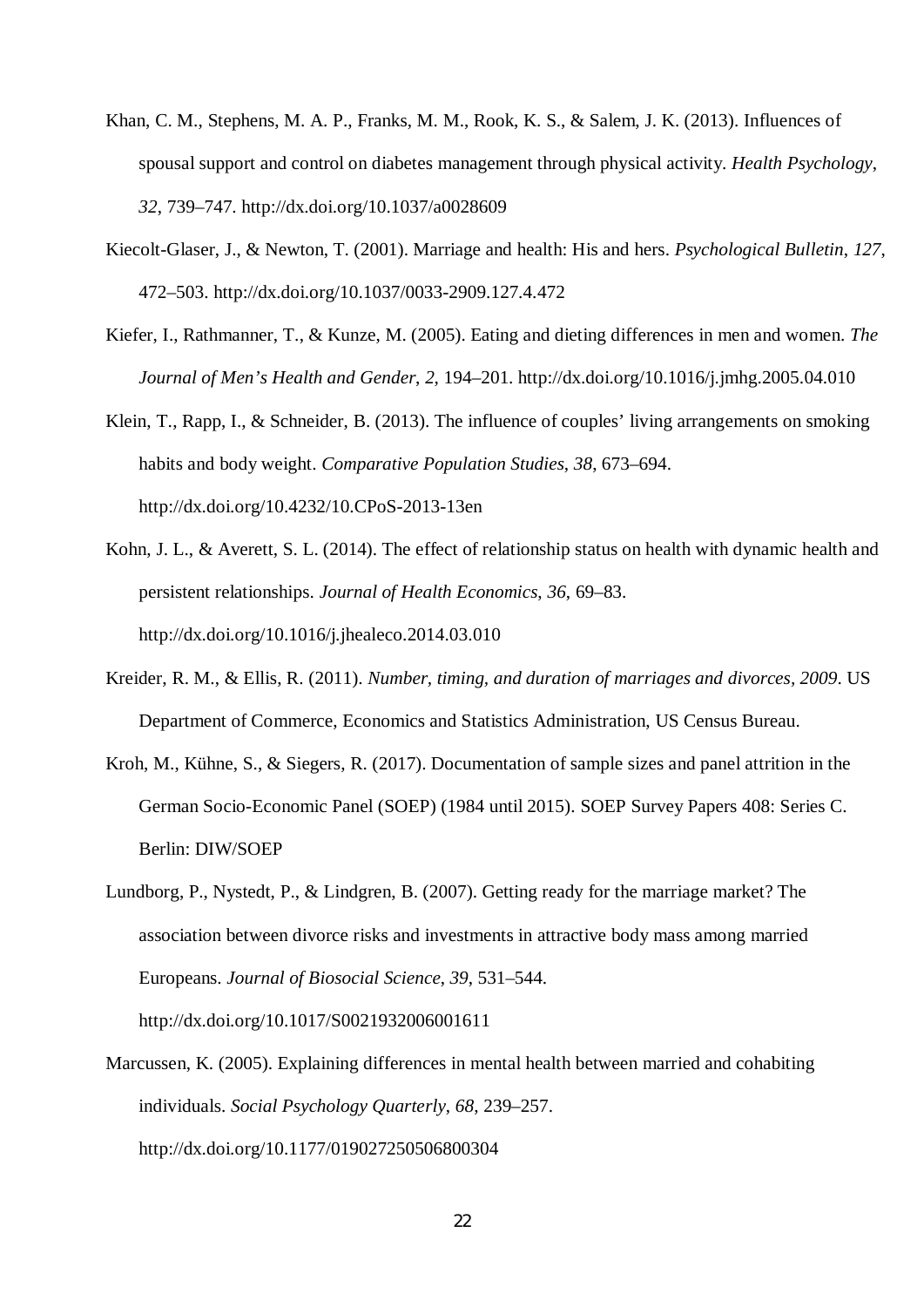Khan, C. M., Stephens, M. A. P., Franks, M. M., Rook, K. S., & Salem, J. K. (2013). Influences of spousal support and control on diabetes management through physical activity. *Health Psychology*, *32*, 739–747. http://dx.doi.org/10.1037/a0028609

Kiecolt-Glaser, J., & Newton, T. (2001). Marriage and health: His and hers. *Psychological Bulletin*, *127*, 472–503. http://dx.doi.org/10.1037/0033-2909.127.4.472

Kiefer, I., Rathmanner, T., & Kunze, M. (2005). Eating and dieting differences in men and women. *The Journal of Men's Health and Gender*, *2*, 194–201. http://dx.doi.org/10.1016/j.jmhg.2005.04.010

Klein, T., Rapp, I., & Schneider, B. (2013). The influence of couples' living arrangements on smoking habits and body weight. *Comparative Population Studies*, *38*, 673–694. http://dx.doi.org/10.4232/10.CPoS-2013-13en

Kohn, J. L., & Averett, S. L. (2014). The effect of relationship status on health with dynamic health and persistent relationships. *Journal of Health Economics*, *36*, 69–83. http://dx.doi.org/10.1016/j.jhealeco.2014.03.010

Kreider, R. M., & Ellis, R. (2011). *Number, timing, and duration of marriages and divorces, 2009*. US Department of Commerce, Economics and Statistics Administration, US Census Bureau.

Kroh, M., Kühne, S., & Siegers, R. (2017). Documentation of sample sizes and panel attrition in the German Socio-Economic Panel (SOEP) (1984 until 2015). SOEP Survey Papers 408: Series C. Berlin: DIW/SOEP

Lundborg, P., Nystedt, P., & Lindgren, B. (2007). Getting ready for the marriage market? The association between divorce risks and investments in attractive body mass among married Europeans. *Journal of Biosocial Science*, *39*, 531–544. http://dx.doi.org/10.1017/S0021932006001611

Marcussen, K. (2005). Explaining differences in mental health between married and cohabiting individuals. *Social Psychology Quarterly*, *68*, 239–257. http://dx.doi.org/10.1177/019027250506800304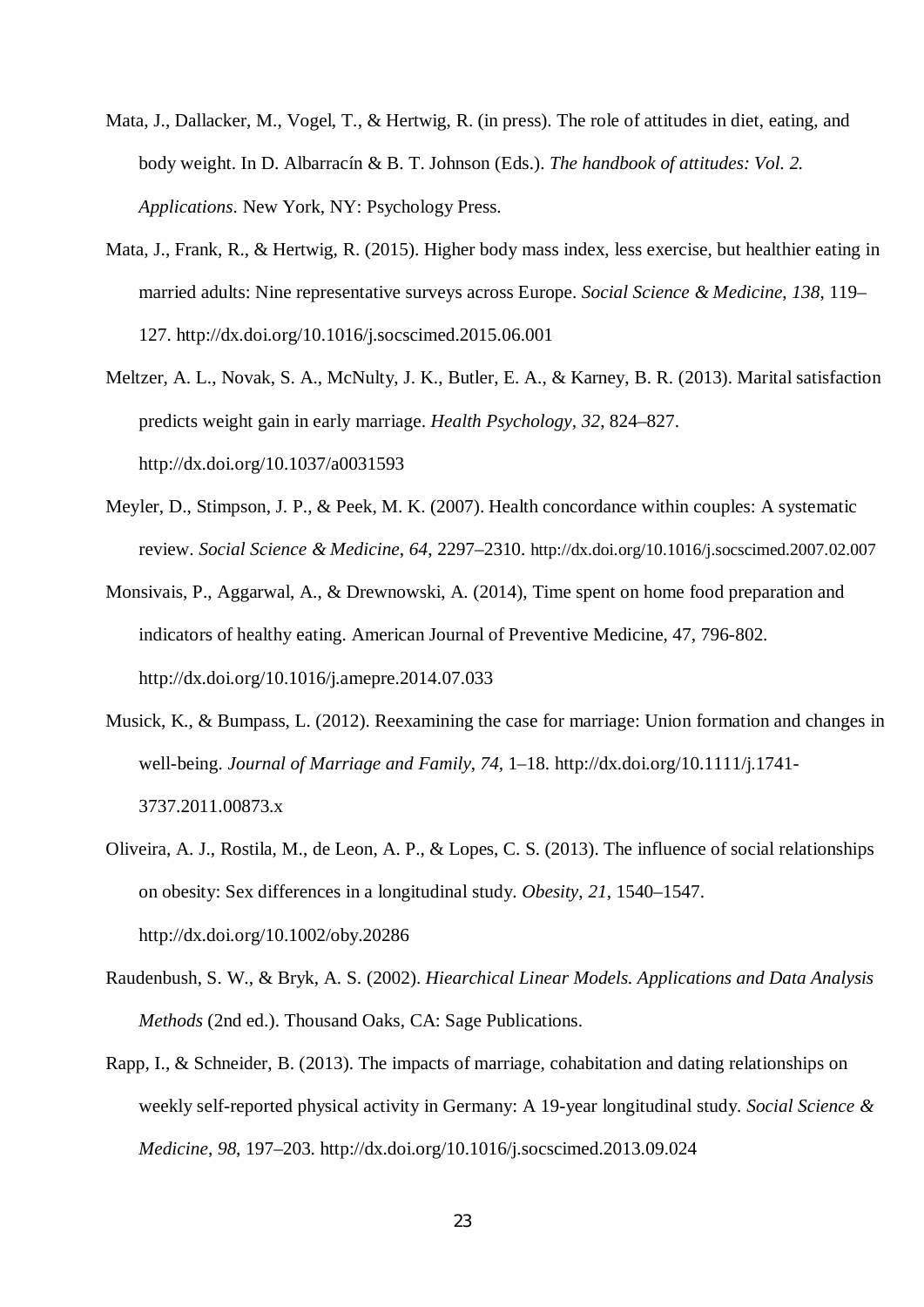Mata, J., Dallacker, M., Vogel, T., & Hertwig, R. (in press). The role of attitudes in diet, eating, and body weight. In D. Albarracín & B. T. Johnson (Eds.). *The handbook of attitudes: Vol. 2. Applications*. New York, NY: Psychology Press.

Mata, J., Frank, R., & Hertwig, R. (2015). Higher body mass index, less exercise, but healthier eating in married adults: Nine representative surveys across Europe. *Social Science & Medicine*, *138*, 119–127. http://dx.doi.org/10.1016/j.socscimed.2015.06.001

Meltzer, A. L., Novak, S. A., McNulty, J. K., Butler, E. A., & Karney, B. R. (2013). Marital satisfaction predicts weight gain in early marriage. *Health Psychology*, *32*, 824–827. http://dx.doi.org/10.1037/a0031593

Meyler, D., Stimpson, J. P., & Peek, M. K. (2007). Health concordance within couples: A systematic review. *Social Science & Medicine*, *64*, 2297–2310. http://dx.doi.org/10.1016/j.socscimed.2007.02.007

Monsivais, P., Aggarwal, A., & Drewnowski, A. (2014), Time spent on home food preparation and indicators of healthy eating. American Journal of Preventive Medicine, 47, 796-802. http://dx.doi.org/10.1016/j.amepre.2014.07.033

Musick, K., & Bumpass, L. (2012). Reexamining the case for marriage: Union formation and changes in well-being. *Journal of Marriage and Family*, *74*, 1–18. http://dx.doi.org/10.1111/j.1741-3737.2011.00873.x

Oliveira, A. J., Rostila, M., de Leon, A. P., & Lopes, C. S. (2013). The influence of social relationships on obesity: Sex differences in a longitudinal study. *Obesity*, *21*, 1540–1547. http://dx.doi.org/10.1002/oby.20286

Raudenbush, S. W., & Bryk, A. S. (2002). *Hiearchical Linear Models. Applications and Data Analysis Methods* (2nd ed.). Thousand Oaks, CA: Sage Publications.

Rapp, I., & Schneider, B. (2013). The impacts of marriage, cohabitation and dating relationships on weekly self-reported physical activity in Germany: A 19-year longitudinal study. *Social Science & Medicine*, *98*, 197–203. http://dx.doi.org/10.1016/j.socscimed.2013.09.024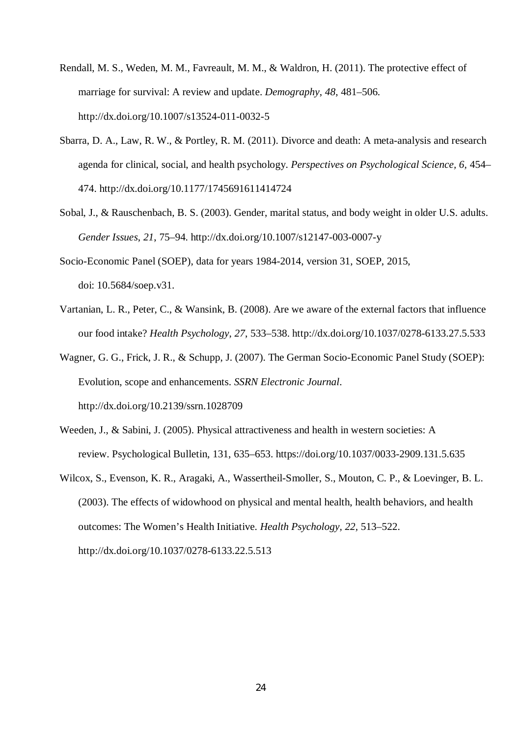Rendall, M. S., Weden, M. M., Favreault, M. M., & Waldron, H. (2011). The protective effect of marriage for survival: A review and update. *Demography*, *48*, 481–506. http://dx.doi.org/10.1007/s13524-011-0032-5

Sbarra, D. A., Law, R. W., & Portley, R. M. (2011). Divorce and death: A meta-analysis and research agenda for clinical, social, and health psychology. *Perspectives on Psychological Science, 6,* 454–474. http://dx.doi.org/10.1177/1745691611414724

Sobal, J., & Rauschenbach, B. S. (2003). Gender, marital status, and body weight in older U.S. adults. *Gender Issues*, *21*, 75–94. http://dx.doi.org/10.1007/s12147-003-0007-y

Socio-Economic Panel (SOEP), data for years 1984-2014, version 31, SOEP, 2015, doi: 10.5684/soep.v31.

Vartanian, L. R., Peter, C., & Wansink, B. (2008). Are we aware of the external factors that influence our food intake? *Health Psychology, 27*, 533–538. http://dx.doi.org/10.1037/0278-6133.27.5.533

Wagner, G. G., Frick, J. R., & Schupp, J. (2007). The German Socio-Economic Panel Study (SOEP): Evolution, scope and enhancements. *SSRN Electronic Journal*. http://dx.doi.org/10.2139/ssrn.1028709

Weeden, J., & Sabini, J. (2005). Physical attractiveness and health in western societies: A review. Psychological Bulletin, 131, 635–653. https://doi.org/10.1037/0033-2909.131.5.635

Wilcox, S., Evenson, K. R., Aragaki, A., Wassertheil-Smoller, S., Mouton, C. P., & Loevinger, B. L. (2003). The effects of widowhood on physical and mental health, health behaviors, and health outcomes: The Women's Health Initiative. *Health Psychology, 22,* 513–522. http://dx.doi.org/10.1037/0278-6133.22.5.513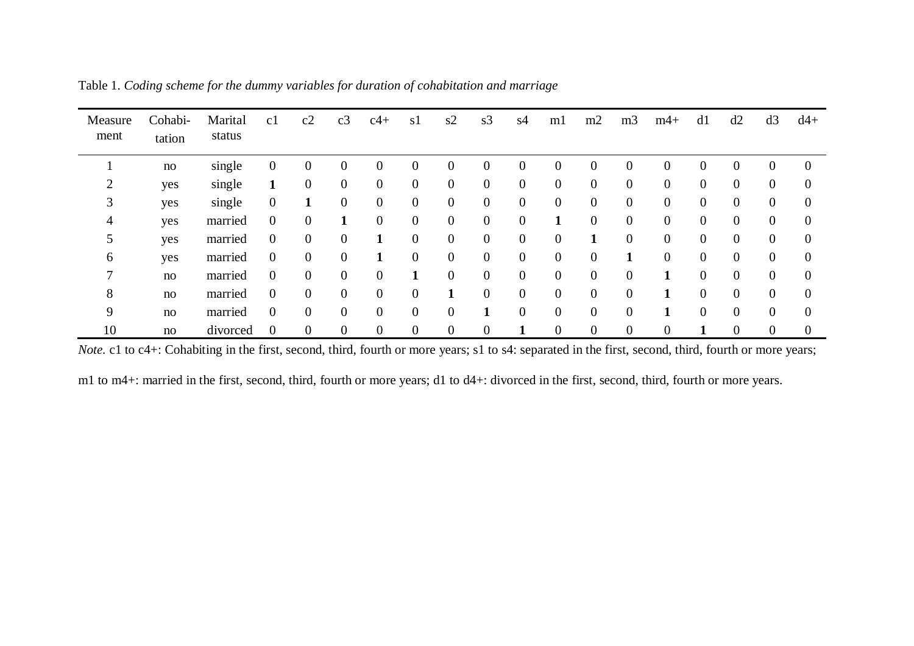Table 1. *Coding scheme for the dummy variables for duration of cohabitation and marriage*

| Measurement | Cohabitation | Marital status | c1 | c2 | c3 | c4+ | s1 | s2 | s3 | s4 | m1 | m2 | m3 | m4+ | d1 | d2 | d3 | d4+ |
|---|---|---|---|---|---|---|---|---|---|---|---|---|---|---|---|---|---|---|
| 1 | no | single | 0 | 0 | 0 | 0 | 0 | 0 | 0 | 0 | 0 | 0 | 0 | 0 | 0 | 0 | 0 | 0 |
| 2 | yes | single | **1** | 0 | 0 | 0 | 0 | 0 | 0 | 0 | 0 | 0 | 0 | 0 | 0 | 0 | 0 | 0 |
| 3 | yes | single | 0 | **1** | 0 | 0 | 0 | 0 | 0 | 0 | 0 | 0 | 0 | 0 | 0 | 0 | 0 | 0 |
| 4 | yes | married | 0 | 0 | **1** | 0 | 0 | 0 | 0 | 0 | **1** | 0 | 0 | 0 | 0 | 0 | 0 | 0 |
| 5 | yes | married | 0 | 0 | 0 | **1** | 0 | 0 | 0 | 0 | 0 | **1** | 0 | 0 | 0 | 0 | 0 | 0 |
| 6 | yes | married | 0 | 0 | 0 | **1** | 0 | 0 | 0 | 0 | 0 | 0 | **1** | 0 | 0 | 0 | 0 | 0 |
| 7 | no | married | 0 | 0 | 0 | 0 | **1** | 0 | 0 | 0 | 0 | 0 | 0 | **1** | 0 | 0 | 0 | 0 |
| 8 | no | married | 0 | 0 | 0 | 0 | 0 | **1** | 0 | 0 | 0 | 0 | 0 | **1** | 0 | 0 | 0 | 0 |
| 9 | no | married | 0 | 0 | 0 | 0 | 0 | 0 | **1** | 0 | 0 | 0 | 0 | **1** | 0 | 0 | 0 | 0 |
| 10 | no | divorced | 0 | 0 | 0 | 0 | 0 | 0 | 0 | **1** | 0 | 0 | 0 | 0 | **1** | 0 | 0 | 0 |

*Note.* c1 to c4+: Cohabiting in the first, second, third, fourth or more years; s1 to s4: separated in the first, second, third, fourth or more years; m1 to m4+: married in the first, second, third, fourth or more years; d1 to d4+: divorced in the first, second, third, fourth or more years.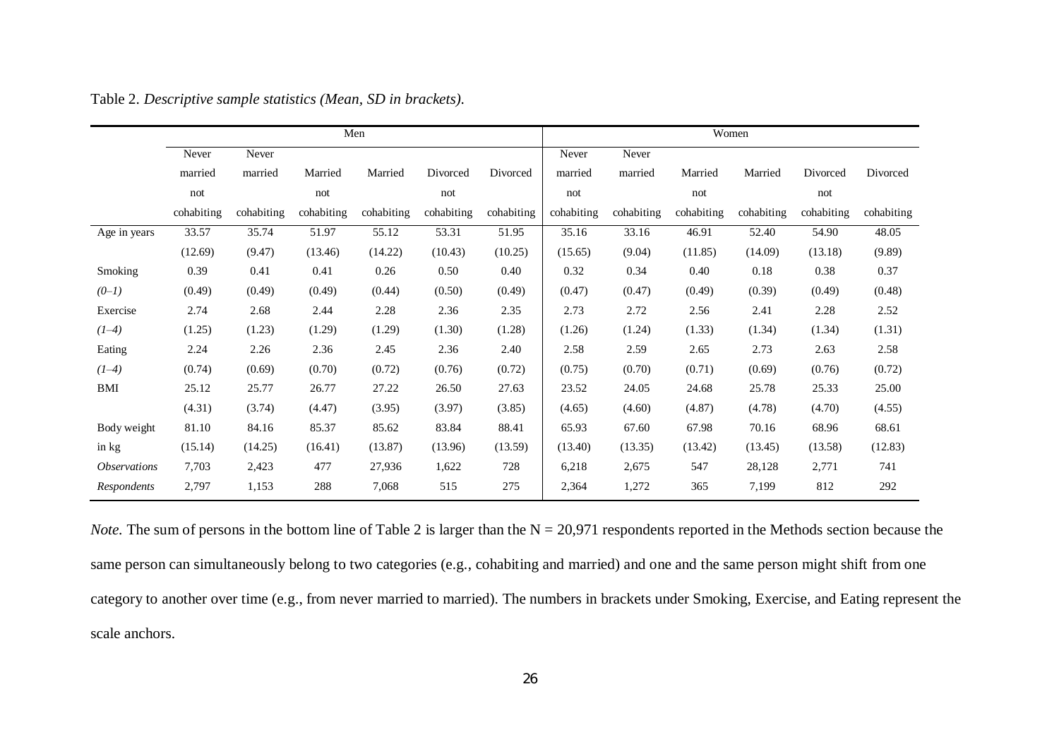Table 2. *Descriptive sample statistics (Mean, SD in brackets).*

| | Men | | | | | | Women | | | | | |
|---|---|---|---|---|---|---|---|---|---|---|---|---|
| | Never married not cohabiting | Never married cohabiting | Married not cohabiting | Married cohabiting | Divorced not cohabiting | Divorced cohabiting | Never married not cohabiting | Never married cohabiting | Married not cohabiting | Married cohabiting | Divorced not cohabiting | Divorced cohabiting |
| Age in years | 33.57 | 35.74 | 51.97 | 55.12 | 53.31 | 51.95 | 35.16 | 33.16 | 46.91 | 52.40 | 54.90 | 48.05 |
| | (12.69) | (9.47) | (13.46) | (14.22) | (10.43) | (10.25) | (15.65) | (9.04) | (11.85) | (14.09) | (13.18) | (9.89) |
| Smoking | 0.39 | 0.41 | 0.41 | 0.26 | 0.50 | 0.40 | 0.32 | 0.34 | 0.40 | 0.18 | 0.38 | 0.37 |
| *(0–1)* | (0.49) | (0.49) | (0.49) | (0.44) | (0.50) | (0.49) | (0.47) | (0.47) | (0.49) | (0.39) | (0.49) | (0.48) |
| Exercise | 2.74 | 2.68 | 2.44 | 2.28 | 2.36 | 2.35 | 2.73 | 2.72 | 2.56 | 2.41 | 2.28 | 2.52 |
| *(1–4)* | (1.25) | (1.23) | (1.29) | (1.29) | (1.30) | (1.28) | (1.26) | (1.24) | (1.33) | (1.34) | (1.34) | (1.31) |
| Eating | 2.24 | 2.26 | 2.36 | 2.45 | 2.36 | 2.40 | 2.58 | 2.59 | 2.65 | 2.73 | 2.63 | 2.58 |
| *(1–4)* | (0.74) | (0.69) | (0.70) | (0.72) | (0.76) | (0.72) | (0.75) | (0.70) | (0.71) | (0.69) | (0.76) | (0.72) |
| BMI | 25.12 | 25.77 | 26.77 | 27.22 | 26.50 | 27.63 | 23.52 | 24.05 | 24.68 | 25.78 | 25.33 | 25.00 |
| | (4.31) | (3.74) | (4.47) | (3.95) | (3.97) | (3.85) | (4.65) | (4.60) | (4.87) | (4.78) | (4.70) | (4.55) |
| Body weight in kg | 81.10 | 84.16 | 85.37 | 85.62 | 83.84 | 88.41 | 65.93 | 67.60 | 67.98 | 70.16 | 68.96 | 68.61 |
| | (15.14) | (14.25) | (16.41) | (13.87) | (13.96) | (13.59) | (13.40) | (13.35) | (13.42) | (13.45) | (13.58) | (12.83) |
| *Observations* | 7,703 | 2,423 | 477 | 27,936 | 1,622 | 728 | 6,218 | 2,675 | 547 | 28,128 | 2,771 | 741 |
| *Respondents* | 2,797 | 1,153 | 288 | 7,068 | 515 | 275 | 2,364 | 1,272 | 365 | 7,199 | 812 | 292 |

*Note.* The sum of persons in the bottom line of Table 2 is larger than the N = 20,971 respondents reported in the Methods section because the same person can simultaneously belong to two categories (e.g., cohabiting and married) and one and the same person might shift from one category to another over time (e.g., from never married to married). The numbers in brackets under Smoking, Exercise, and Eating represent the scale anchors.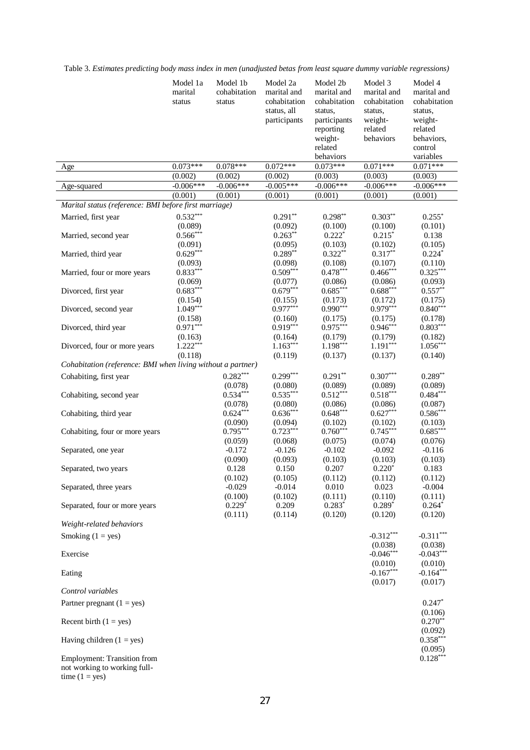Table 3. *Estimates predicting body mass index in men (unadjusted betas from least square dummy variable regressions)*

| | Model 1a marital status | Model 1b cohabitation status | Model 2a marital and cohabitation status, all participants | Model 2b marital and cohabitation status, participants reporting weight-related behaviors | Model 3 marital and cohabitation status, weight-related behaviors | Model 4 marital and cohabitation status, weight-related behaviors, control variables |
|---|---|---|---|---|---|---|
| Age | 0.073*** | 0.078*** | 0.072*** | 0.073*** | 0.071*** | 0.071*** |
| | (0.002) | (0.002) | (0.002) | (0.003) | (0.003) | (0.003) |
| Age-squared | -0.006*** | -0.006*** | -0.005*** | -0.006*** | -0.006*** | -0.006*** |
| | (0.001) | (0.001) | (0.001) | (0.001) | (0.001) | (0.001) |
| *Marital status (reference: BMI before first marriage)* | | | | | | |
| Married, first year | 0.532*** | | 0.291** | 0.298** | 0.303** | 0.255* |
| | (0.089) | | (0.092) | (0.100) | (0.100) | (0.101) |
| Married, second year | 0.566*** | | 0.263** | 0.222* | 0.215* | 0.138 |
| | (0.091) | | (0.095) | (0.103) | (0.102) | (0.105) |
| Married, third year | 0.629*** | | 0.289** | 0.322** | 0.317** | 0.224* |
| | (0.093) | | (0.098) | (0.108) | (0.107) | (0.110) |
| Married, four or more years | 0.833*** | | 0.509*** | 0.478*** | 0.466*** | 0.325*** |
| | (0.069) | | (0.077) | (0.086) | (0.086) | (0.093) |
| Divorced, first year | 0.683*** | | 0.679*** | 0.685*** | 0.688*** | 0.557** |
| | (0.154) | | (0.155) | (0.173) | (0.172) | (0.175) |
| Divorced, second year | 1.049*** | | 0.977*** | 0.990*** | 0.979*** | 0.840*** |
| | (0.158) | | (0.160) | (0.175) | (0.175) | (0.178) |
| Divorced, third year | 0.971*** | | 0.919*** | 0.975*** | 0.946*** | 0.803*** |
| | (0.163) | | (0.164) | (0.179) | (0.179) | (0.182) |
| Divorced, four or more years | 1.222*** | | 1.163*** | 1.198*** | 1.191*** | 1.056*** |
| | (0.118) | | (0.119) | (0.137) | (0.137) | (0.140) |
| *Cohabitation (reference: BMI when living without a partner)* | | | | | | |
| Cohabiting, first year | | 0.282*** | 0.299*** | 0.291** | 0.307*** | 0.289** |
| | | (0.078) | (0.080) | (0.089) | (0.089) | (0.089) |
| Cohabiting, second year | | 0.534*** | 0.535*** | 0.512*** | 0.518*** | 0.484*** |
| | | (0.078) | (0.080) | (0.086) | (0.086) | (0.087) |
| Cohabiting, third year | | 0.624*** | 0.636*** | 0.648*** | 0.627*** | 0.586*** |
| | | (0.090) | (0.094) | (0.102) | (0.102) | (0.103) |
| Cohabiting, four or more years | | 0.795*** | 0.723*** | 0.760*** | 0.745*** | 0.685*** |
| | | (0.059) | (0.068) | (0.075) | (0.074) | (0.076) |
| Separated, one year | | -0.172 | -0.126 | -0.102 | -0.092 | -0.116 |
| | | (0.090) | (0.093) | (0.103) | (0.103) | (0.103) |
| Separated, two years | | 0.128 | 0.150 | 0.207 | 0.220* | 0.183 |
| | | (0.102) | (0.105) | (0.112) | (0.112) | (0.112) |
| Separated, three years | | -0.029 | -0.014 | 0.010 | 0.023 | -0.004 |
| | | (0.100) | (0.102) | (0.111) | (0.110) | (0.111) |
| Separated, four or more years | | 0.229* | 0.209 | 0.283* | 0.289* | 0.264* |
| | | (0.111) | (0.114) | (0.120) | (0.120) | (0.120) |
| *Weight-related behaviors* | | | | | | |
| Smoking (1 = yes) | | | | | -0.312*** | -0.311*** |
| | | | | | (0.038) | (0.038) |
| Exercise | | | | | -0.046*** | -0.043*** |
| | | | | | (0.010) | (0.010) |
| Eating | | | | | -0.167*** | -0.164*** |
| | | | | | (0.017) | (0.017) |
| *Control variables* | | | | | | |
| Partner pregnant (1 = yes) | | | | | | 0.247* |
| | | | | | | (0.106) |
| Recent birth (1 = yes) | | | | | | 0.270** |
| | | | | | | (0.092) |
| Having children (1 = yes) | | | | | | 0.358*** |
| | | | | | | (0.095) |
| Employment: Transition from not working to working full-time (1 = yes) | | | | | | 0.128*** |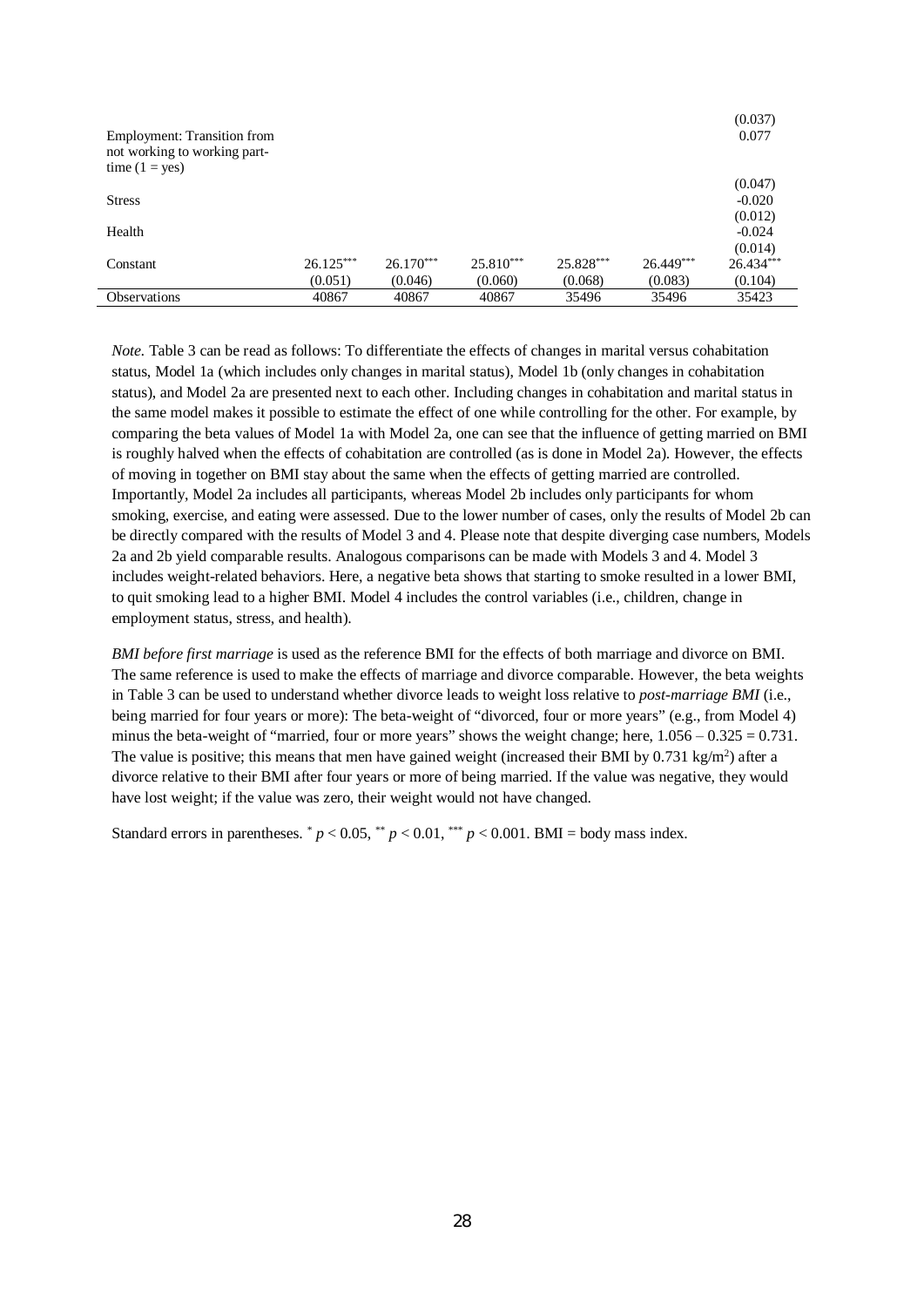| | | | | | | |
|---|---|---|---|---|---|---|
| | | | | | | (0.037) |
| Employment: Transition from not working to working part-time (1 = yes) | | | | | | 0.077 |
| | | | | | | (0.047) |
| Stress | | | | | | -0.020 |
| | | | | | | (0.012) |
| Health | | | | | | -0.024 |
| | | | | | | (0.014) |
| Constant | 26.125*** | 26.170*** | 25.810*** | 25.828*** | 26.449*** | 26.434*** |
| | (0.051) | (0.046) | (0.060) | (0.068) | (0.083) | (0.104) |
| Observations | 40867 | 40867 | 40867 | 35496 | 35496 | 35423 |

*Note.* Table 3 can be read as follows: To differentiate the effects of changes in marital versus cohabitation status, Model 1a (which includes only changes in marital status), Model 1b (only changes in cohabitation status), and Model 2a are presented next to each other. Including changes in cohabitation and marital status in the same model makes it possible to estimate the effect of one while controlling for the other. For example, by comparing the beta values of Model 1a with Model 2a, one can see that the influence of getting married on BMI is roughly halved when the effects of cohabitation are controlled (as is done in Model 2a). However, the effects of moving in together on BMI stay about the same when the effects of getting married are controlled. Importantly, Model 2a includes all participants, whereas Model 2b includes only participants for whom smoking, exercise, and eating were assessed. Due to the lower number of cases, only the results of Model 2b can be directly compared with the results of Model 3 and 4. Please note that despite diverging case numbers, Models 2a and 2b yield comparable results. Analogous comparisons can be made with Models 3 and 4. Model 3 includes weight-related behaviors. Here, a negative beta shows that starting to smoke resulted in a lower BMI, to quit smoking lead to a higher BMI. Model 4 includes the control variables (i.e., children, change in employment status, stress, and health).

*BMI before first marriage* is used as the reference BMI for the effects of both marriage and divorce on BMI. The same reference is used to make the effects of marriage and divorce comparable. However, the beta weights in Table 3 can be used to understand whether divorce leads to weight loss relative to *post-marriage BMI* (i.e., being married for four years or more): The beta-weight of "divorced, four or more years" (e.g., from Model 4) minus the beta-weight of "married, four or more years" shows the weight change; here, 1.056 – 0.325 = 0.731. The value is positive; this means that men have gained weight (increased their BMI by 0.731 kg/m$^2$) after a divorce relative to their BMI after four years or more of being married. If the value was negative, they would have lost weight; if the value was zero, their weight would not have changed.

Standard errors in parentheses. $^{*}$ $p < 0.05$, $^{**}$ $p < 0.01$, $^{***}$ $p < 0.001$. BMI = body mass index.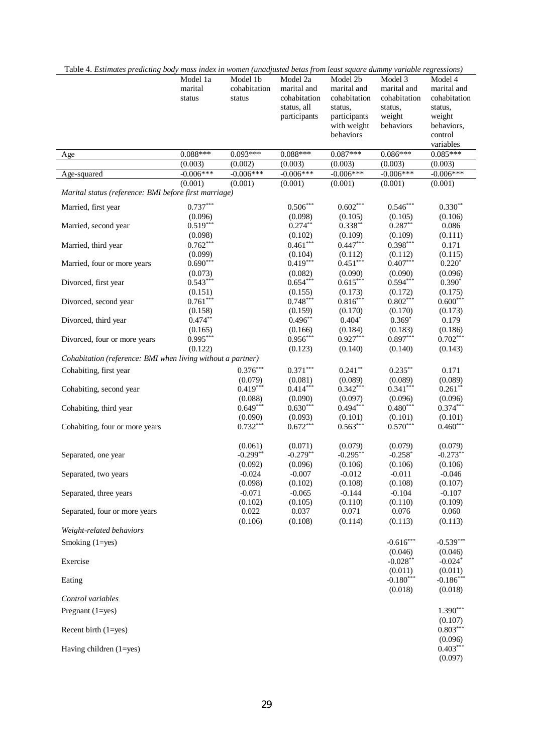Table 4. *Estimates predicting body mass index in women (unadjusted betas from least square dummy variable regressions)*

| | Model 1a marital status | Model 1b cohabitation status | Model 2a marital and cohabitation status, all participants | Model 2b marital and cohabitation status, participants with weight behaviors | Model 3 marital and cohabitation status, weight behaviors | Model 4 marital and cohabitation status, weight behaviors, control variables |
|---|---|---|---|---|---|---|
| Age | 0.088*** | 0.093*** | 0.088*** | 0.087*** | 0.086*** | 0.085*** |
| | (0.003) | (0.002) | (0.003) | (0.003) | (0.003) | (0.003) |
| Age-squared | -0.006*** | -0.006*** | -0.006*** | -0.006*** | -0.006*** | -0.006*** |
| | (0.001) | (0.001) | (0.001) | (0.001) | (0.001) | (0.001) |
| *Marital status (reference: BMI before first marriage)* | | | | | | |
| Married, first year | 0.737*** | | 0.506*** | 0.602*** | 0.546*** | 0.330** |
| | (0.096) | | (0.098) | (0.105) | (0.105) | (0.106) |
| Married, second year | 0.519*** | | 0.274** | 0.338** | 0.287** | 0.086 |
| | (0.098) | | (0.102) | (0.109) | (0.109) | (0.111) |
| Married, third year | 0.762*** | | 0.461*** | 0.447*** | 0.398*** | 0.171 |
| | (0.099) | | (0.104) | (0.112) | (0.112) | (0.115) |
| Married, four or more years | 0.690*** | | 0.419*** | 0.451*** | 0.407*** | 0.220* |
| | (0.073) | | (0.082) | (0.090) | (0.090) | (0.096) |
| Divorced, first year | 0.543*** | | 0.654*** | 0.615*** | 0.594*** | 0.390* |
| | (0.151) | | (0.155) | (0.173) | (0.172) | (0.175) |
| Divorced, second year | 0.761*** | | 0.748*** | 0.816*** | 0.802*** | 0.600*** |
| | (0.158) | | (0.159) | (0.170) | (0.170) | (0.173) |
| Divorced, third year | 0.474** | | 0.496** | 0.404* | 0.369* | 0.179 |
| | (0.165) | | (0.166) | (0.184) | (0.183) | (0.186) |
| Divorced, four or more years | 0.995*** | | 0.956*** | 0.927*** | 0.897*** | 0.702*** |
| | (0.122) | | (0.123) | (0.140) | (0.140) | (0.143) |
| *Cohabitation (reference: BMI when living without a partner)* | | | | | | |
| Cohabiting, first year | | 0.376*** | 0.371*** | 0.241** | 0.235** | 0.171 |
| | | (0.079) | (0.081) | (0.089) | (0.089) | (0.089) |
| Cohabiting, second year | | 0.419*** | 0.414*** | 0.342*** | 0.341*** | 0.261** |
| | | (0.088) | (0.090) | (0.097) | (0.096) | (0.096) |
| Cohabiting, third year | | 0.649*** | 0.630*** | 0.494*** | 0.480*** | 0.374*** |
| | | (0.090) | (0.093) | (0.101) | (0.101) | (0.101) |
| Cohabiting, four or more years | | 0.732*** | 0.672*** | 0.563*** | 0.570*** | 0.460*** |
| | | (0.061) | (0.071) | (0.079) | (0.079) | (0.079) |
| Separated, one year | | -0.299** | -0.279** | -0.295** | -0.258* | -0.273** |
| | | (0.092) | (0.096) | (0.106) | (0.106) | (0.106) |
| Separated, two years | | -0.024 | -0.007 | -0.012 | -0.011 | -0.046 |
| | | (0.098) | (0.102) | (0.108) | (0.108) | (0.107) |
| Separated, three years | | -0.071 | -0.065 | -0.144 | -0.104 | -0.107 |
| | | (0.102) | (0.105) | (0.110) | (0.110) | (0.109) |
| Separated, four or more years | | 0.022 | 0.037 | 0.071 | 0.076 | 0.060 |
| | | (0.106) | (0.108) | (0.114) | (0.113) | (0.113) |
| *Weight-related behaviors* | | | | | | |
| Smoking (1=yes) | | | | | -0.616*** | -0.539*** |
| | | | | | (0.046) | (0.046) |
| Exercise | | | | | -0.028** | -0.024* |
| | | | | | (0.011) | (0.011) |
| Eating | | | | | -0.180*** | -0.186*** |
| | | | | | (0.018) | (0.018) |
| *Control variables* | | | | | | |
| Pregnant (1=yes) | | | | | | 1.390*** |
| | | | | | | (0.107) |
| Recent birth (1=yes) | | | | | | 0.803*** |
| | | | | | | (0.096) |
| Having children (1=yes) | | | | | | 0.403*** |
| | | | | | | (0.097) |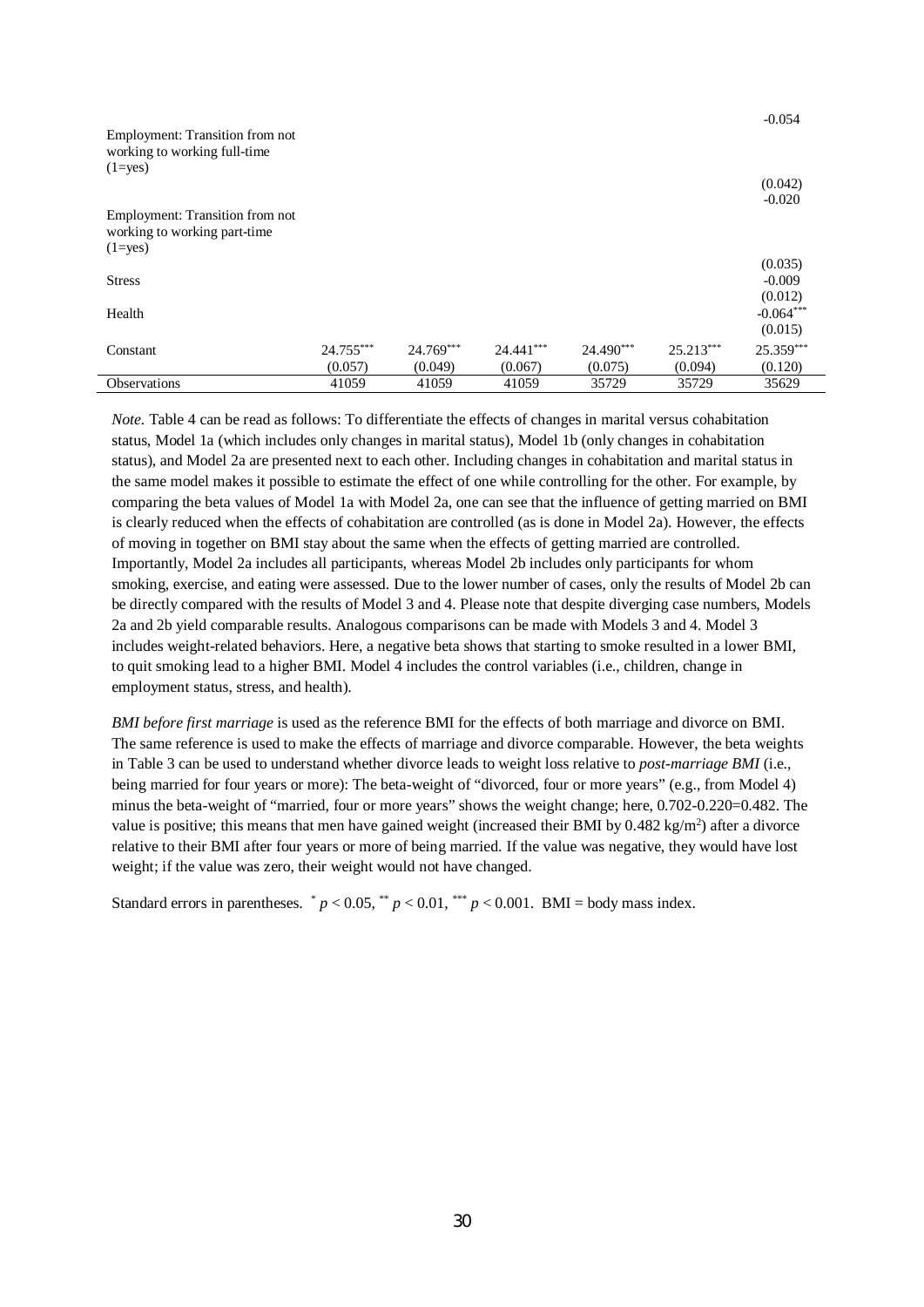| | | | | | | |
|---|---|---|---|---|---|---|
| Employment: Transition from not working to working full-time (1=yes) | | | | | | -0.054 |
| | | | | | | (0.042) |
| Employment: Transition from not working to working part-time (1=yes) | | | | | | -0.020 |
| | | | | | | (0.035) |
| Stress | | | | | | -0.009 |
| | | | | | | (0.012) |
| Health | | | | | | -0.064*** |
| | | | | | | (0.015) |
| Constant | 24.755*** | 24.769*** | 24.441*** | 24.490*** | 25.213*** | 25.359*** |
| | (0.057) | (0.049) | (0.067) | (0.075) | (0.094) | (0.120) |
| Observations | 41059 | 41059 | 41059 | 35729 | 35729 | 35629 |

*Note.* Table 4 can be read as follows: To differentiate the effects of changes in marital versus cohabitation status, Model 1a (which includes only changes in marital status), Model 1b (only changes in cohabitation status), and Model 2a are presented next to each other. Including changes in cohabitation and marital status in the same model makes it possible to estimate the effect of one while controlling for the other. For example, by comparing the beta values of Model 1a with Model 2a, one can see that the influence of getting married on BMI is clearly reduced when the effects of cohabitation are controlled (as is done in Model 2a). However, the effects of moving in together on BMI stay about the same when the effects of getting married are controlled. Importantly, Model 2a includes all participants, whereas Model 2b includes only participants for whom smoking, exercise, and eating were assessed. Due to the lower number of cases, only the results of Model 2b can be directly compared with the results of Model 3 and 4. Please note that despite diverging case numbers, Models 2a and 2b yield comparable results. Analogous comparisons can be made with Models 3 and 4. Model 3 includes weight-related behaviors. Here, a negative beta shows that starting to smoke resulted in a lower BMI, to quit smoking lead to a higher BMI. Model 4 includes the control variables (i.e., children, change in employment status, stress, and health).

*BMI before first marriage* is used as the reference BMI for the effects of both marriage and divorce on BMI. The same reference is used to make the effects of marriage and divorce comparable. However, the beta weights in Table 3 can be used to understand whether divorce leads to weight loss relative to *post-marriage BMI* (i.e., being married for four years or more): The beta-weight of "divorced, four or more years" (e.g., from Model 4) minus the beta-weight of "married, four or more years" shows the weight change; here, 0.702-0.220=0.482. The value is positive; this means that men have gained weight (increased their BMI by 0.482 kg/m$^2$) after a divorce relative to their BMI after four years or more of being married. If the value was negative, they would have lost weight; if the value was zero, their weight would not have changed.

Standard errors in parentheses. $^{*}$ $p < 0.05$, $^{**}$ $p < 0.01$, $^{***}$ $p < 0.001$. BMI = body mass index.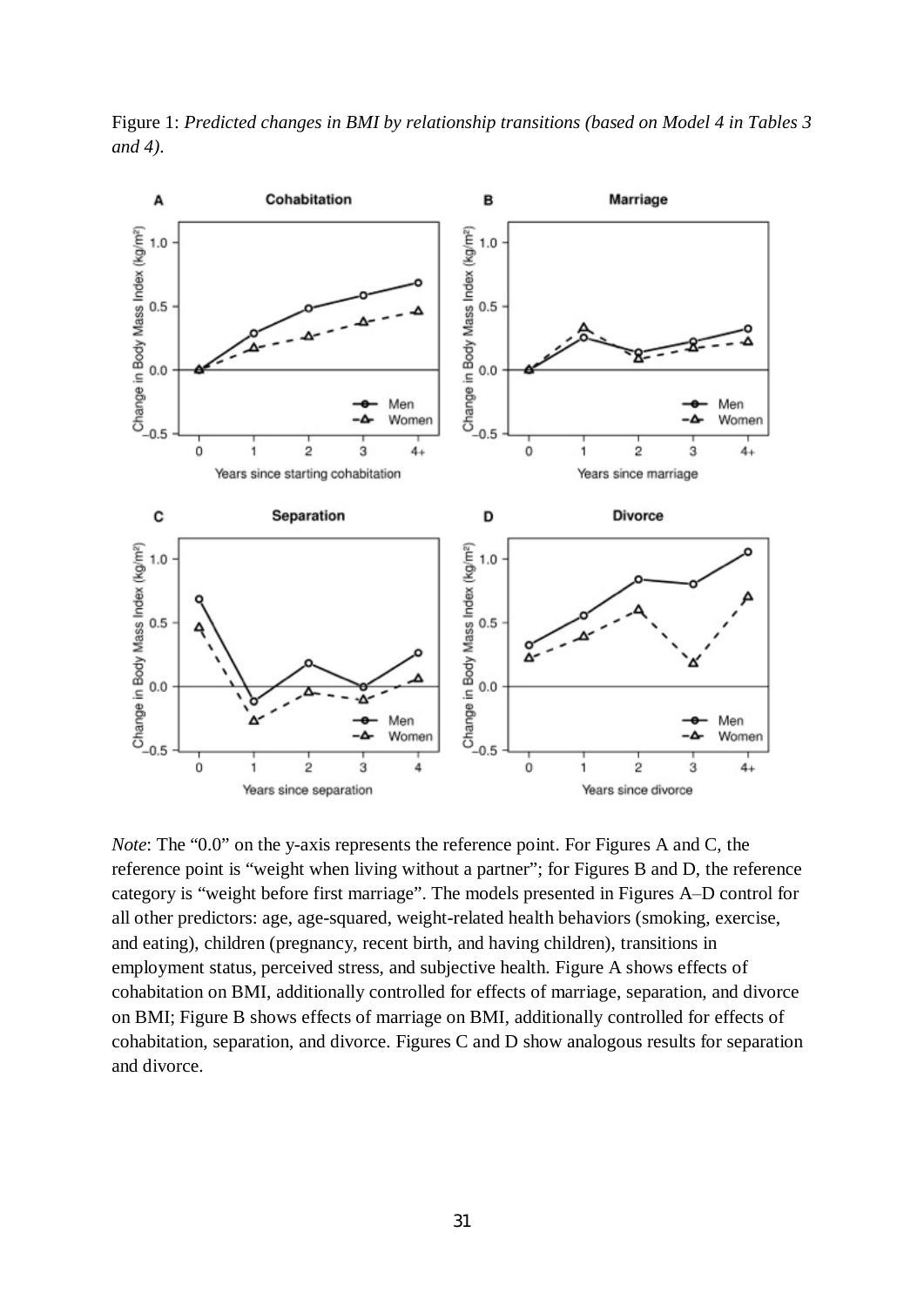Figure 1: *Predicted changes in BMI by relationship transitions (based on Model 4 in Tables 3 and 4).*

A

Cohabitation

Change in Body Mass Index (kg/m²)

1.0
0.5
0.0
−0.5

0 1 2 3 4+

Years since starting cohabitation

Men
Women

B

Marriage

Change in Body Mass Index (kg/m²)

1.0
0.5
0.0
−0.5

0 1 2 3 4+

Years since marriage

Men
Women

C

Separation

Change in Body Mass Index (kg/m²)

1.0
0.5
0.0
−0.5

0 1 2 3 4

Years since separation

Men
Women

D

Divorce

Change in Body Mass Index (kg/m²)

1.0
0.5
0.0
−0.5

0 1 2 3 4+

Years since divorce

Men
Women

*Note*: The "0.0" on the y-axis represents the reference point. For Figures A and C, the reference point is "weight when living without a partner"; for Figures B and D, the reference category is "weight before first marriage". The models presented in Figures A–D control for all other predictors: age, age-squared, weight-related health behaviors (smoking, exercise, and eating), children (pregnancy, recent birth, and having children), transitions in employment status, perceived stress, and subjective health. Figure A shows effects of cohabitation on BMI, additionally controlled for effects of marriage, separation, and divorce on BMI; Figure B shows effects of marriage on BMI, additionally controlled for effects of cohabitation, separation, and divorce. Figures C and D show analogous results for separation and divorce.